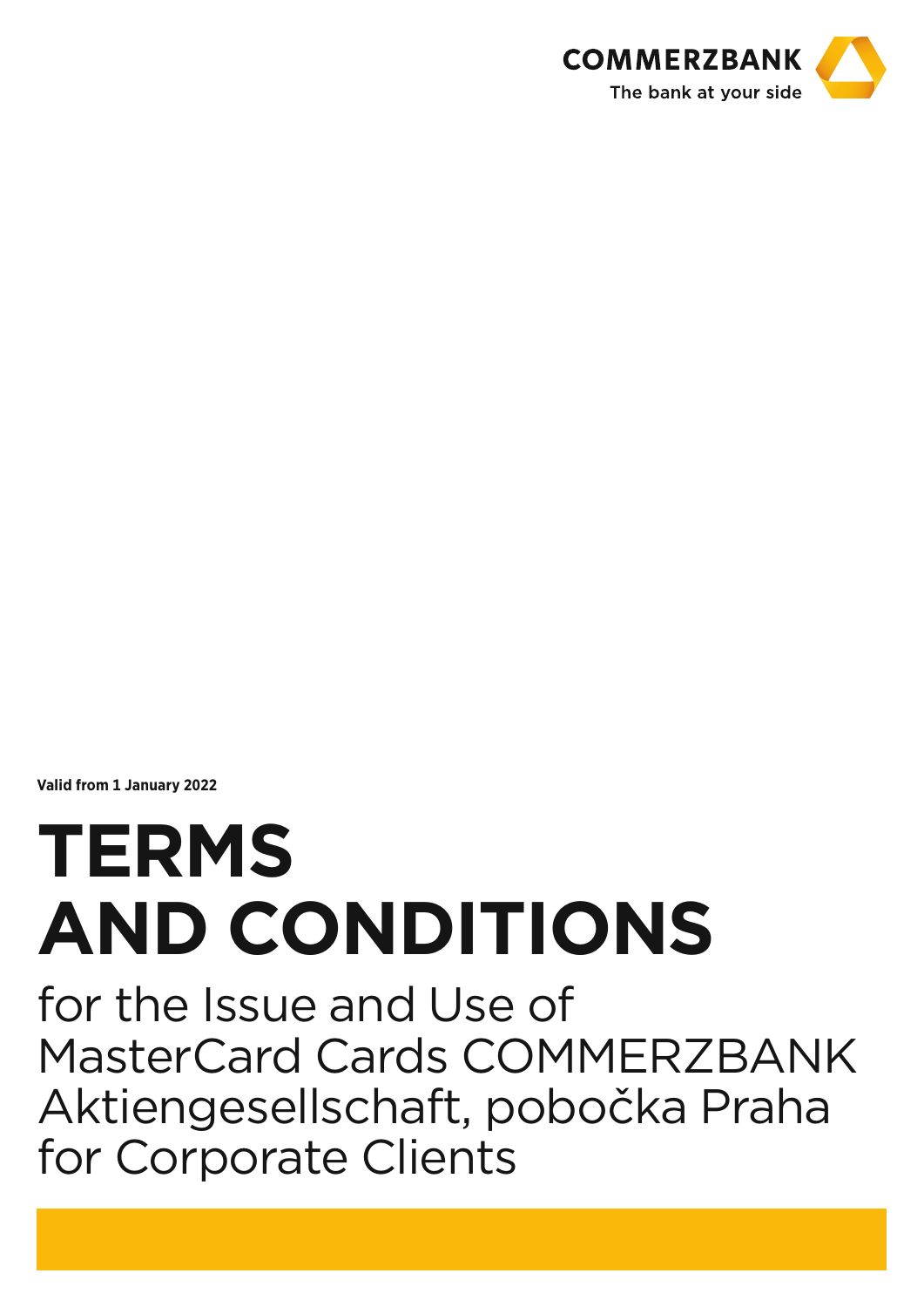COMMERZBANK

The bank at your side

**Valid from 1 January 2022**

# TERMS AND CONDITIONS

for the Issue and Use of MasterCard Cards COMMERZBANK Aktiengesellschaft, pobočka Praha for Corporate Clients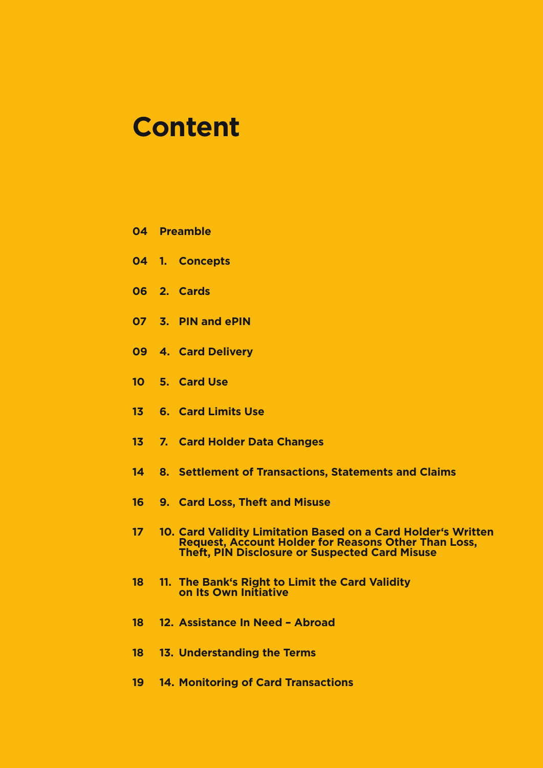# Content

| | |
|---|---|
| 04 | Preamble |
| 04 | 1. Concepts |
| 06 | 2. Cards |
| 07 | 3. PIN and ePIN |
| 09 | 4. Card Delivery |
| 10 | 5. Card Use |
| 13 | 6. Card Limits Use |
| 13 | 7. Card Holder Data Changes |
| 14 | 8. Settlement of Transactions, Statements and Claims |
| 16 | 9. Card Loss, Theft and Misuse |
| 17 | 10. Card Validity Limitation Based on a Card Holder's Written Request, Account Holder for Reasons Other Than Loss, Theft, PIN Disclosure or Suspected Card Misuse |
| 18 | 11. The Bank's Right to Limit the Card Validity on Its Own Initiative |
| 18 | 12. Assistance In Need – Abroad |
| 18 | 13. Understanding the Terms |
| 19 | 14. Monitoring of Card Transactions |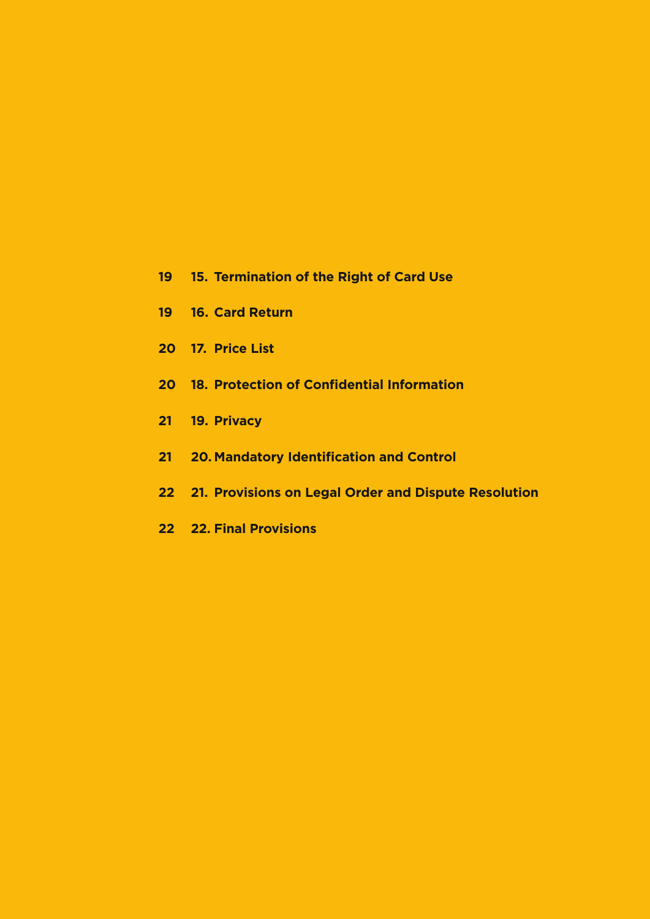| | |
|---|---|
| 19 | **15. Termination of the Right of Card Use** |
| 19 | **16. Card Return** |
| 20 | **17. Price List** |
| 20 | **18. Protection of Confidential Information** |
| 21 | **19. Privacy** |
| 21 | **20. Mandatory Identification and Control** |
| 22 | **21. Provisions on Legal Order and Dispute Resolution** |
| 22 | **22. Final Provisions** |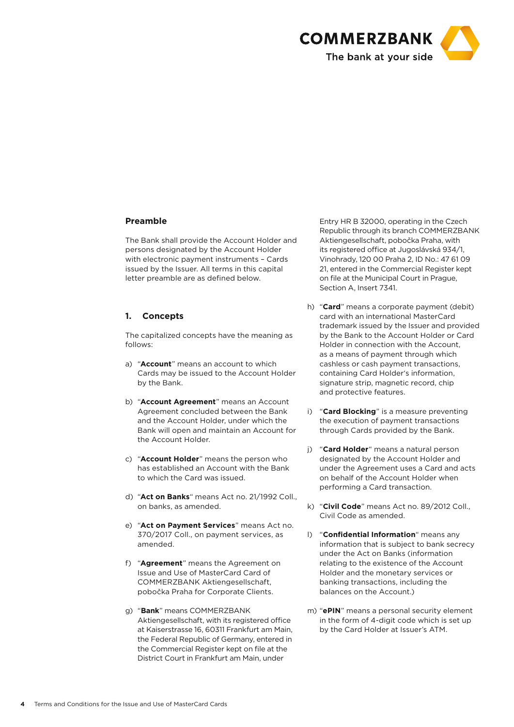## Preamble

The Bank shall provide the Account Holder and persons designated by the Account Holder with electronic payment instruments – Cards issued by the Issuer. All terms in this capital letter preamble are as defined below.

## 1. Concepts

The capitalized concepts have the meaning as follows:

a) "**Account**" means an account to which Cards may be issued to the Account Holder by the Bank.

b) "**Account Agreement**" means an Account Agreement concluded between the Bank and the Account Holder, under which the Bank will open and maintain an Account for the Account Holder.

c) "**Account Holder**" means the person who has established an Account with the Bank to which the Card was issued.

d) "**Act on Banks**" means Act no. 21/1992 Coll., on banks, as amended.

e) "**Act on Payment Services**" means Act no. 370/2017 Coll., on payment services, as amended.

f) "**Agreement**" means the Agreement on Issue and Use of MasterCard Card of COMMERZBANK Aktiengesellschaft, pobočka Praha for Corporate Clients.

g) "**Bank**" means COMMERZBANK Aktiengesellschaft, with its registered office at Kaiserstrasse 16, 60311 Frankfurt am Main, the Federal Republic of Germany, entered in the Commercial Register kept on file at the District Court in Frankfurt am Main, under Entry HR B 32000, operating in the Czech Republic through its branch COMMERZBANK Aktiengesellschaft, pobočka Praha, with its registered office at Jugoslávská 934/1, Vinohrady, 120 00 Praha 2, ID No.: 47 61 09 21, entered in the Commercial Register kept on file at the Municipal Court in Prague, Section A, Insert 7341.

h) "**Card**" means a corporate payment (debit) card with an international MasterCard trademark issued by the Issuer and provided by the Bank to the Account Holder or Card Holder in connection with the Account, as a means of payment through which cashless or cash payment transactions, containing Card Holder's information, signature strip, magnetic record, chip and protective features.

i) "**Card Blocking**" is a measure preventing the execution of payment transactions through Cards provided by the Bank.

j) "**Card Holder**" means a natural person designated by the Account Holder and under the Agreement uses a Card and acts on behalf of the Account Holder when performing a Card transaction.

k) "**Civil Code**" means Act no. 89/2012 Coll., Civil Code as amended.

l) "**Confidential Information**" means any information that is subject to bank secrecy under the Act on Banks (information relating to the existence of the Account Holder and the monetary services or banking transactions, including the balances on the Account.)

m) "**ePIN**" means a personal security element in the form of 4-digit code which is set up by the Card Holder at Issuer's ATM.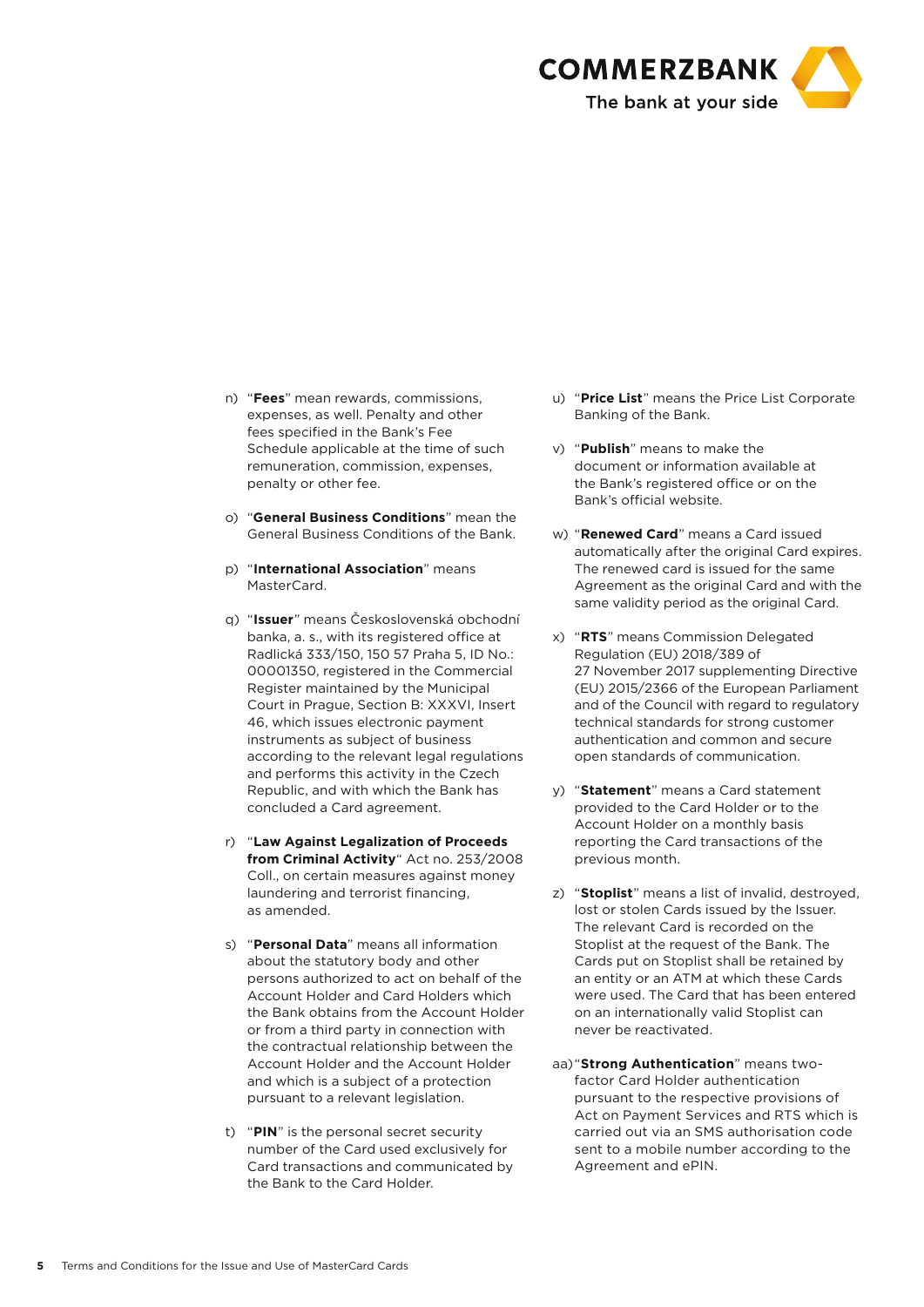n) "**Fees**" mean rewards, commissions, expenses, as well. Penalty and other fees specified in the Bank's Fee Schedule applicable at the time of such remuneration, commission, expenses, penalty or other fee.

o) "**General Business Conditions**" mean the General Business Conditions of the Bank.

p) "**International Association**" means MasterCard.

q) "**Issuer**" means Československá obchodní banka, a. s., with its registered office at Radlická 333/150, 150 57 Praha 5, ID No.: 00001350, registered in the Commercial Register maintained by the Municipal Court in Prague, Section B: XXXVI, Insert 46, which issues electronic payment instruments as subject of business according to the relevant legal regulations and performs this activity in the Czech Republic, and with which the Bank has concluded a Card agreement.

r) "**Law Against Legalization of Proceeds from Criminal Activity**" Act no. 253/2008 Coll., on certain measures against money laundering and terrorist financing, as amended.

s) "**Personal Data**" means all information about the statutory body and other persons authorized to act on behalf of the Account Holder and Card Holders which the Bank obtains from the Account Holder or from a third party in connection with the contractual relationship between the Account Holder and the Account Holder and which is a subject of a protection pursuant to a relevant legislation.

t) "**PIN**" is the personal secret security number of the Card used exclusively for Card transactions and communicated by the Bank to the Card Holder.

u) "**Price List**" means the Price List Corporate Banking of the Bank.

v) "**Publish**" means to make the document or information available at the Bank's registered office or on the Bank's official website.

w) "**Renewed Card**" means a Card issued automatically after the original Card expires. The renewed card is issued for the same Agreement as the original Card and with the same validity period as the original Card.

x) "**RTS**" means Commission Delegated Regulation (EU) 2018/389 of 27 November 2017 supplementing Directive (EU) 2015/2366 of the European Parliament and of the Council with regard to regulatory technical standards for strong customer authentication and common and secure open standards of communication.

y) "**Statement**" means a Card statement provided to the Card Holder or to the Account Holder on a monthly basis reporting the Card transactions of the previous month.

z) "**Stoplist**" means a list of invalid, destroyed, lost or stolen Cards issued by the Issuer. The relevant Card is recorded on the Stoplist at the request of the Bank. The Cards put on Stoplist shall be retained by an entity or an ATM at which these Cards were used. The Card that has been entered on an internationally valid Stoplist can never be reactivated.

aa) "**Strong Authentication**" means two-factor Card Holder authentication pursuant to the respective provisions of Act on Payment Services and RTS which is carried out via an SMS authorisation code sent to a mobile number according to the Agreement and ePIN.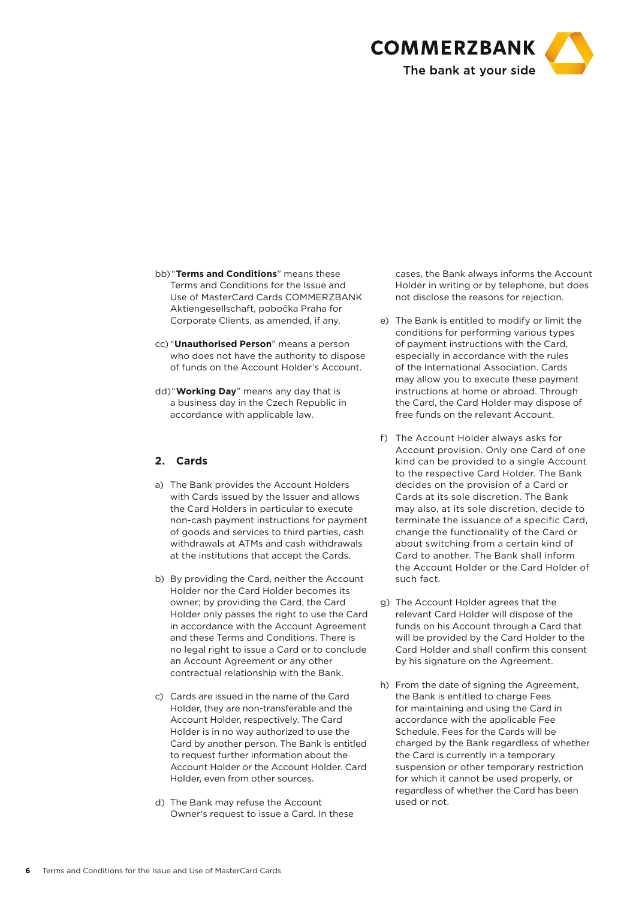bb) "**Terms and Conditions**" means these Terms and Conditions for the Issue and Use of MasterCard Cards COMMERZBANK Aktiengesellschaft, pobočka Praha for Corporate Clients, as amended, if any.

cc) "**Unauthorised Person**" means a person who does not have the authority to dispose of funds on the Account Holder's Account.

dd) "**Working Day**" means any day that is a business day in the Czech Republic in accordance with applicable law.

## 2. Cards

a) The Bank provides the Account Holders with Cards issued by the Issuer and allows the Card Holders in particular to execute non-cash payment instructions for payment of goods and services to third parties, cash withdrawals at ATMs and cash withdrawals at the institutions that accept the Cards.

b) By providing the Card, neither the Account Holder nor the Card Holder becomes its owner; by providing the Card, the Card Holder only passes the right to use the Card in accordance with the Account Agreement and these Terms and Conditions. There is no legal right to issue a Card or to conclude an Account Agreement or any other contractual relationship with the Bank.

c) Cards are issued in the name of the Card Holder, they are non-transferable and the Account Holder, respectively. The Card Holder is in no way authorized to use the Card by another person. The Bank is entitled to request further information about the Account Holder or the Account Holder. Card Holder, even from other sources.

d) The Bank may refuse the Account Owner's request to issue a Card. In these cases, the Bank always informs the Account Holder in writing or by telephone, but does not disclose the reasons for rejection.

e) The Bank is entitled to modify or limit the conditions for performing various types of payment instructions with the Card, especially in accordance with the rules of the International Association. Cards may allow you to execute these payment instructions at home or abroad. Through the Card, the Card Holder may dispose of free funds on the relevant Account.

f) The Account Holder always asks for Account provision. Only one Card of one kind can be provided to a single Account to the respective Card Holder. The Bank decides on the provision of a Card or Cards at its sole discretion. The Bank may also, at its sole discretion, decide to terminate the issuance of a specific Card, change the functionality of the Card or about switching from a certain kind of Card to another. The Bank shall inform the Account Holder or the Card Holder of such fact.

g) The Account Holder agrees that the relevant Card Holder will dispose of the funds on his Account through a Card that will be provided by the Card Holder to the Card Holder and shall confirm this consent by his signature on the Agreement.

h) From the date of signing the Agreement, the Bank is entitled to charge Fees for maintaining and using the Card in accordance with the applicable Fee Schedule. Fees for the Cards will be charged by the Bank regardless of whether the Card is currently in a temporary suspension or other temporary restriction for which it cannot be used properly, or regardless of whether the Card has been used or not.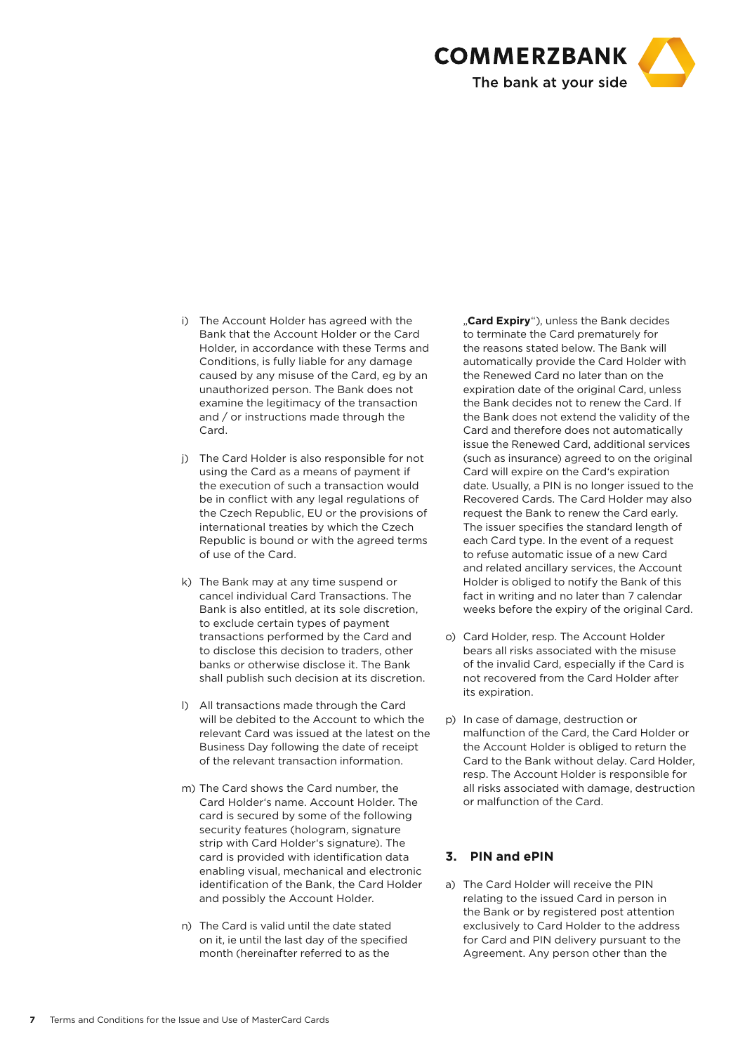i) The Account Holder has agreed with the Bank that the Account Holder or the Card Holder, in accordance with these Terms and Conditions, is fully liable for any damage caused by any misuse of the Card, eg by an unauthorized person. The Bank does not examine the legitimacy of the transaction and / or instructions made through the Card.

j) The Card Holder is also responsible for not using the Card as a means of payment if the execution of such a transaction would be in conflict with any legal regulations of the Czech Republic, EU or the provisions of international treaties by which the Czech Republic is bound or with the agreed terms of use of the Card.

k) The Bank may at any time suspend or cancel individual Card Transactions. The Bank is also entitled, at its sole discretion, to exclude certain types of payment transactions performed by the Card and to disclose this decision to traders, other banks or otherwise disclose it. The Bank shall publish such decision at its discretion.

l) All transactions made through the Card will be debited to the Account to which the relevant Card was issued at the latest on the Business Day following the date of receipt of the relevant transaction information.

m) The Card shows the Card number, the Card Holder's name. Account Holder. The card is secured by some of the following security features (hologram, signature strip with Card Holder's signature). The card is provided with identification data enabling visual, mechanical and electronic identification of the Bank, the Card Holder and possibly the Account Holder.

n) The Card is valid until the date stated on it, ie until the last day of the specified month (hereinafter referred to as the „**Card Expiry**"), unless the Bank decides to terminate the Card prematurely for the reasons stated below. The Bank will automatically provide the Card Holder with the Renewed Card no later than on the expiration date of the original Card, unless the Bank decides not to renew the Card. If the Bank does not extend the validity of the Card and therefore does not automatically issue the Renewed Card, additional services (such as insurance) agreed to on the original Card will expire on the Card's expiration date. Usually, a PIN is no longer issued to the Recovered Cards. The Card Holder may also request the Bank to renew the Card early. The issuer specifies the standard length of each Card type. In the event of a request to refuse automatic issue of a new Card and related ancillary services, the Account Holder is obliged to notify the Bank of this fact in writing and no later than 7 calendar weeks before the expiry of the original Card.

o) Card Holder, resp. The Account Holder bears all risks associated with the misuse of the invalid Card, especially if the Card is not recovered from the Card Holder after its expiration.

p) In case of damage, destruction or malfunction of the Card, the Card Holder or the Account Holder is obliged to return the Card to the Bank without delay. Card Holder, resp. The Account Holder is responsible for all risks associated with damage, destruction or malfunction of the Card.

### 3. PIN and ePIN

a) The Card Holder will receive the PIN relating to the issued Card in person in the Bank or by registered post attention exclusively to Card Holder to the address for Card and PIN delivery pursuant to the Agreement. Any person other than the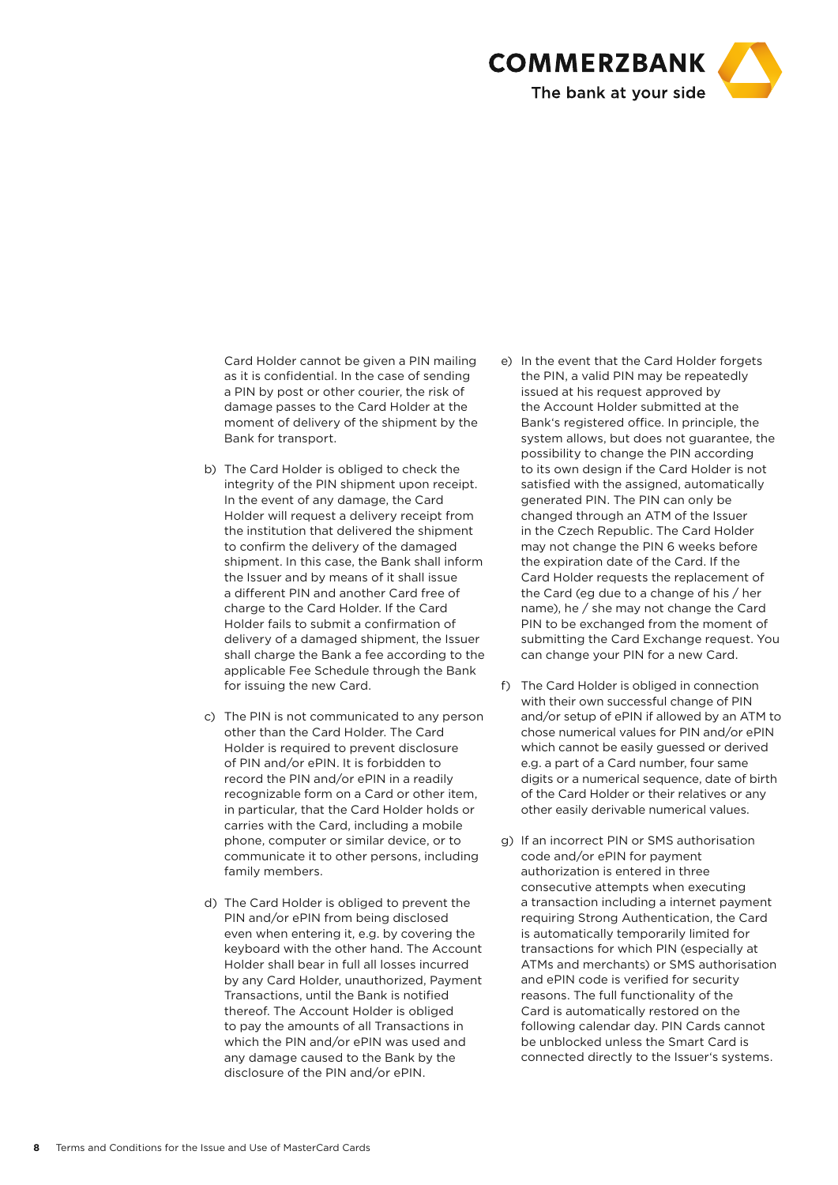Card Holder cannot be given a PIN mailing as it is confidential. In the case of sending a PIN by post or other courier, the risk of damage passes to the Card Holder at the moment of delivery of the shipment by the Bank for transport.

b) The Card Holder is obliged to check the integrity of the PIN shipment upon receipt. In the event of any damage, the Card Holder will request a delivery receipt from the institution that delivered the shipment to confirm the delivery of the damaged shipment. In this case, the Bank shall inform the Issuer and by means of it shall issue a different PIN and another Card free of charge to the Card Holder. If the Card Holder fails to submit a confirmation of delivery of a damaged shipment, the Issuer shall charge the Bank a fee according to the applicable Fee Schedule through the Bank for issuing the new Card.

c) The PIN is not communicated to any person other than the Card Holder. The Card Holder is required to prevent disclosure of PIN and/or ePIN. It is forbidden to record the PIN and/or ePIN in a readily recognizable form on a Card or other item, in particular, that the Card Holder holds or carries with the Card, including a mobile phone, computer or similar device, or to communicate it to other persons, including family members.

d) The Card Holder is obliged to prevent the PIN and/or ePIN from being disclosed even when entering it, e.g. by covering the keyboard with the other hand. The Account Holder shall bear in full all losses incurred by any Card Holder, unauthorized, Payment Transactions, until the Bank is notified thereof. The Account Holder is obliged to pay the amounts of all Transactions in which the PIN and/or ePIN was used and any damage caused to the Bank by the disclosure of the PIN and/or ePIN.

e) In the event that the Card Holder forgets the PIN, a valid PIN may be repeatedly issued at his request approved by the Account Holder submitted at the Bank's registered office. In principle, the system allows, but does not guarantee, the possibility to change the PIN according to its own design if the Card Holder is not satisfied with the assigned, automatically generated PIN. The PIN can only be changed through an ATM of the Issuer in the Czech Republic. The Card Holder may not change the PIN 6 weeks before the expiration date of the Card. If the Card Holder requests the replacement of the Card (eg due to a change of his / her name), he / she may not change the Card PIN to be exchanged from the moment of submitting the Card Exchange request. You can change your PIN for a new Card.

f) The Card Holder is obliged in connection with their own successful change of PIN and/or setup of ePIN if allowed by an ATM to chose numerical values for PIN and/or ePIN which cannot be easily guessed or derived e.g. a part of a Card number, four same digits or a numerical sequence, date of birth of the Card Holder or their relatives or any other easily derivable numerical values.

g) If an incorrect PIN or SMS authorisation code and/or ePIN for payment authorization is entered in three consecutive attempts when executing a transaction including a internet payment requiring Strong Authentication, the Card is automatically temporarily limited for transactions for which PIN (especially at ATMs and merchants) or SMS authorisation and ePIN code is verified for security reasons. The full functionality of the Card is automatically restored on the following calendar day. PIN Cards cannot be unblocked unless the Smart Card is connected directly to the Issuer's systems.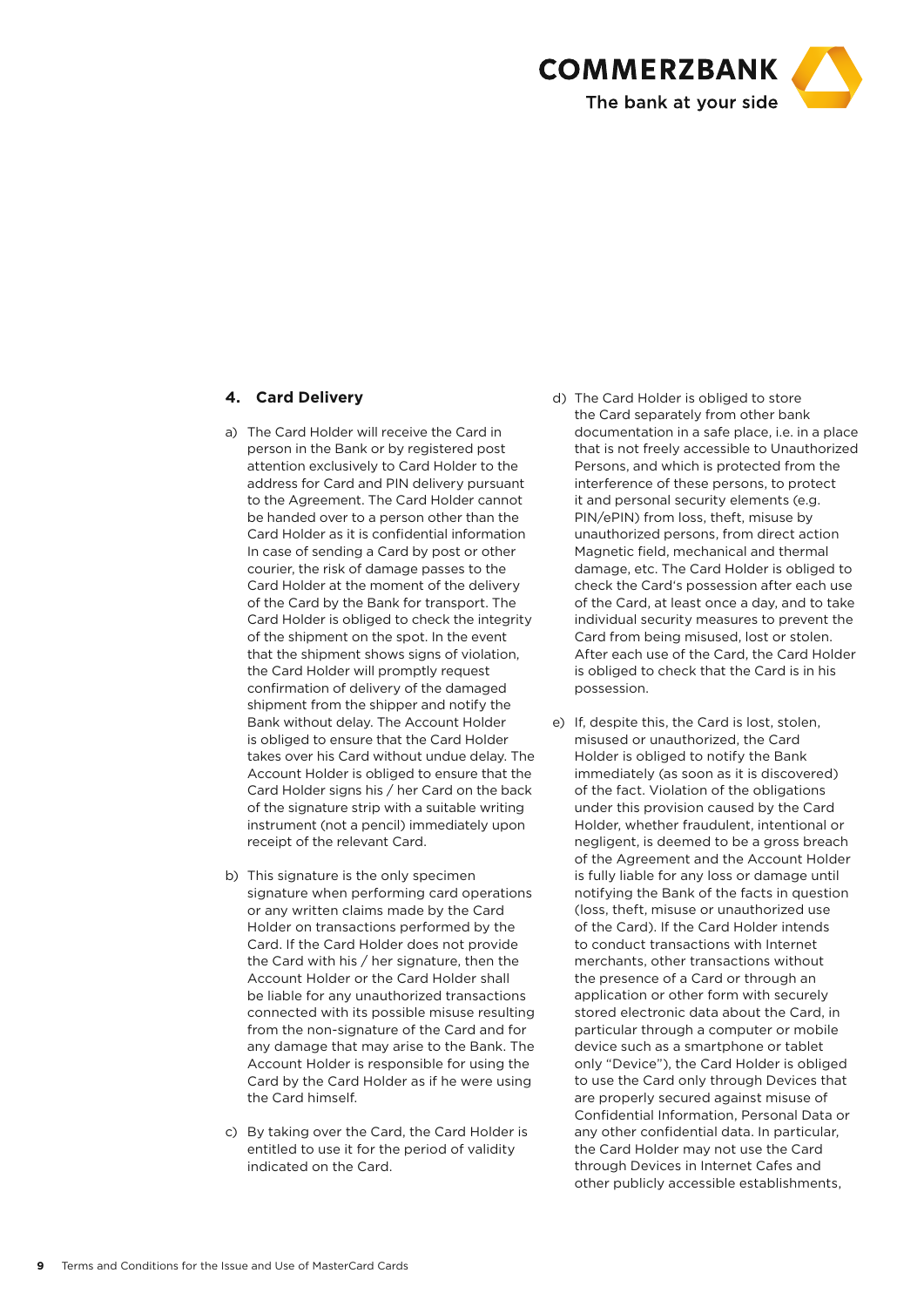## 4. Card Delivery

a) The Card Holder will receive the Card in person in the Bank or by registered post attention exclusively to Card Holder to the address for Card and PIN delivery pursuant to the Agreement. The Card Holder cannot be handed over to a person other than the Card Holder as it is confidential information In case of sending a Card by post or other courier, the risk of damage passes to the Card Holder at the moment of the delivery of the Card by the Bank for transport. The Card Holder is obliged to check the integrity of the shipment on the spot. In the event that the shipment shows signs of violation, the Card Holder will promptly request confirmation of delivery of the damaged shipment from the shipper and notify the Bank without delay. The Account Holder is obliged to ensure that the Card Holder takes over his Card without undue delay. The Account Holder is obliged to ensure that the Card Holder signs his / her Card on the back of the signature strip with a suitable writing instrument (not a pencil) immediately upon receipt of the relevant Card.

b) This signature is the only specimen signature when performing card operations or any written claims made by the Card Holder on transactions performed by the Card. If the Card Holder does not provide the Card with his / her signature, then the Account Holder or the Card Holder shall be liable for any unauthorized transactions connected with its possible misuse resulting from the non-signature of the Card and for any damage that may arise to the Bank. The Account Holder is responsible for using the Card by the Card Holder as if he were using the Card himself.

c) By taking over the Card, the Card Holder is entitled to use it for the period of validity indicated on the Card.

d) The Card Holder is obliged to store the Card separately from other bank documentation in a safe place, i.e. in a place that is not freely accessible to Unauthorized Persons, and which is protected from the interference of these persons, to protect it and personal security elements (e.g. PIN/ePIN) from loss, theft, misuse by unauthorized persons, from direct action Magnetic field, mechanical and thermal damage, etc. The Card Holder is obliged to check the Card's possession after each use of the Card, at least once a day, and to take individual security measures to prevent the Card from being misused, lost or stolen. After each use of the Card, the Card Holder is obliged to check that the Card is in his possession.

e) If, despite this, the Card is lost, stolen, misused or unauthorized, the Card Holder is obliged to notify the Bank immediately (as soon as it is discovered) of the fact. Violation of the obligations under this provision caused by the Card Holder, whether fraudulent, intentional or negligent, is deemed to be a gross breach of the Agreement and the Account Holder is fully liable for any loss or damage until notifying the Bank of the facts in question (loss, theft, misuse or unauthorized use of the Card). If the Card Holder intends to conduct transactions with Internet merchants, other transactions without the presence of a Card or through an application or other form with securely stored electronic data about the Card, in particular through a computer or mobile device such as a smartphone or tablet only "Device"), the Card Holder is obliged to use the Card only through Devices that are properly secured against misuse of Confidential Information, Personal Data or any other confidential data. In particular, the Card Holder may not use the Card through Devices in Internet Cafes and other publicly accessible establishments,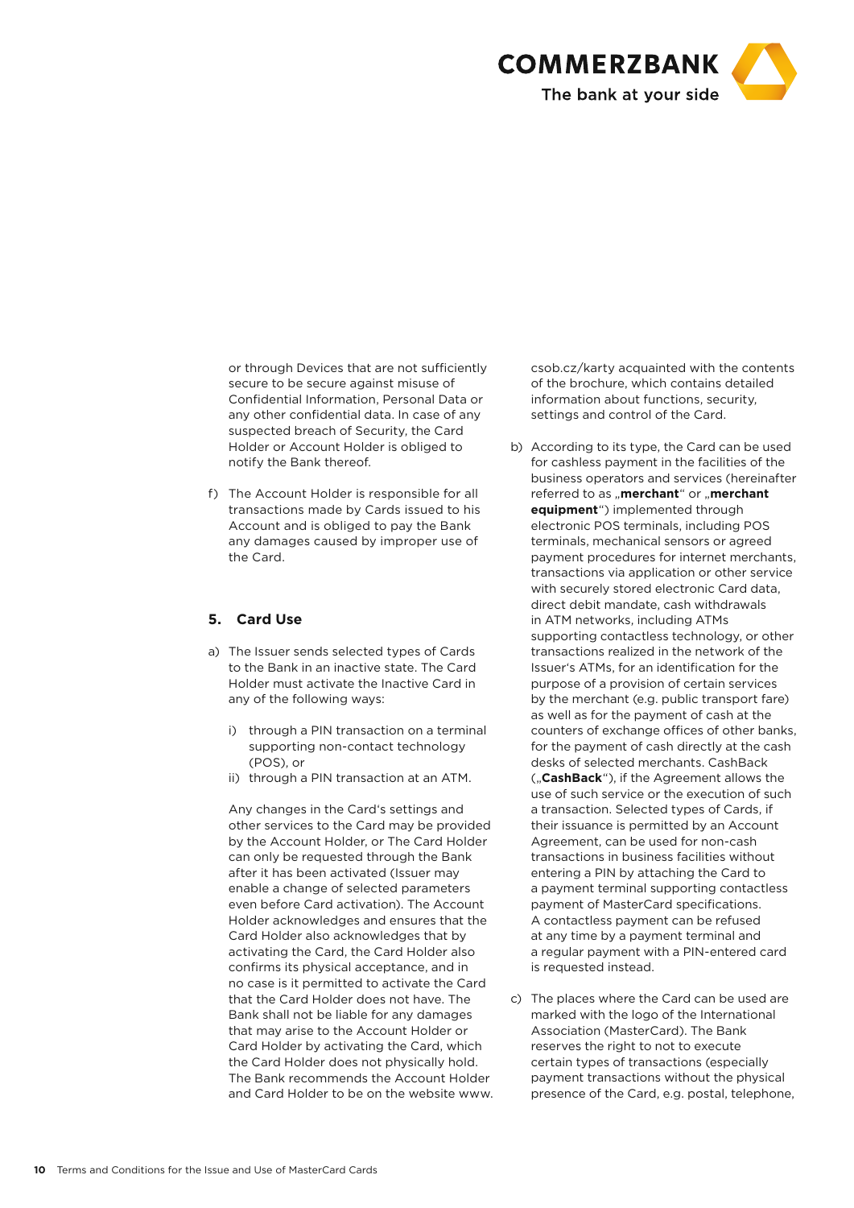or through Devices that are not sufficiently secure to be secure against misuse of Confidential Information, Personal Data or any other confidential data. In case of any suspected breach of Security, the Card Holder or Account Holder is obliged to notify the Bank thereof.

f) The Account Holder is responsible for all transactions made by Cards issued to his Account and is obliged to pay the Bank any damages caused by improper use of the Card.

## 5. Card Use

a) The Issuer sends selected types of Cards to the Bank in an inactive state. The Card Holder must activate the Inactive Card in any of the following ways:

   i) through a PIN transaction on a terminal supporting non-contact technology (POS), or
   ii) through a PIN transaction at an ATM.

   Any changes in the Card's settings and other services to the Card may be provided by the Account Holder, or The Card Holder can only be requested through the Bank after it has been activated (Issuer may enable a change of selected parameters even before Card activation). The Account Holder acknowledges and ensures that the Card Holder also acknowledges that by activating the Card, the Card Holder also confirms its physical acceptance, and in no case is it permitted to activate the Card that the Card Holder does not have. The Bank shall not be liable for any damages that may arise to the Account Holder or Card Holder by activating the Card, which the Card Holder does not physically hold. The Bank recommends the Account Holder and Card Holder to be on the website www.csob.cz/karty acquainted with the contents of the brochure, which contains detailed information about functions, security, settings and control of the Card.

b) According to its type, the Card can be used for cashless payment in the facilities of the business operators and services (hereinafter referred to as „**merchant**" or „**merchant equipment**") implemented through electronic POS terminals, including POS terminals, mechanical sensors or agreed payment procedures for internet merchants, transactions via application or other service with securely stored electronic Card data, direct debit mandate, cash withdrawals in ATM networks, including ATMs supporting contactless technology, or other transactions realized in the network of the Issuer's ATMs, for an identification for the purpose of a provision of certain services by the merchant (e.g. public transport fare) as well as for the payment of cash at the counters of exchange offices of other banks, for the payment of cash directly at the cash desks of selected merchants. CashBack („**CashBack**"), if the Agreement allows the use of such service or the execution of such a transaction. Selected types of Cards, if their issuance is permitted by an Account Agreement, can be used for non-cash transactions in business facilities without entering a PIN by attaching the Card to a payment terminal supporting contactless payment of MasterCard specifications. A contactless payment can be refused at any time by a payment terminal and a regular payment with a PIN-entered card is requested instead.

c) The places where the Card can be used are marked with the logo of the International Association (MasterCard). The Bank reserves the right to not to execute certain types of transactions (especially payment transactions without the physical presence of the Card, e.g. postal, telephone,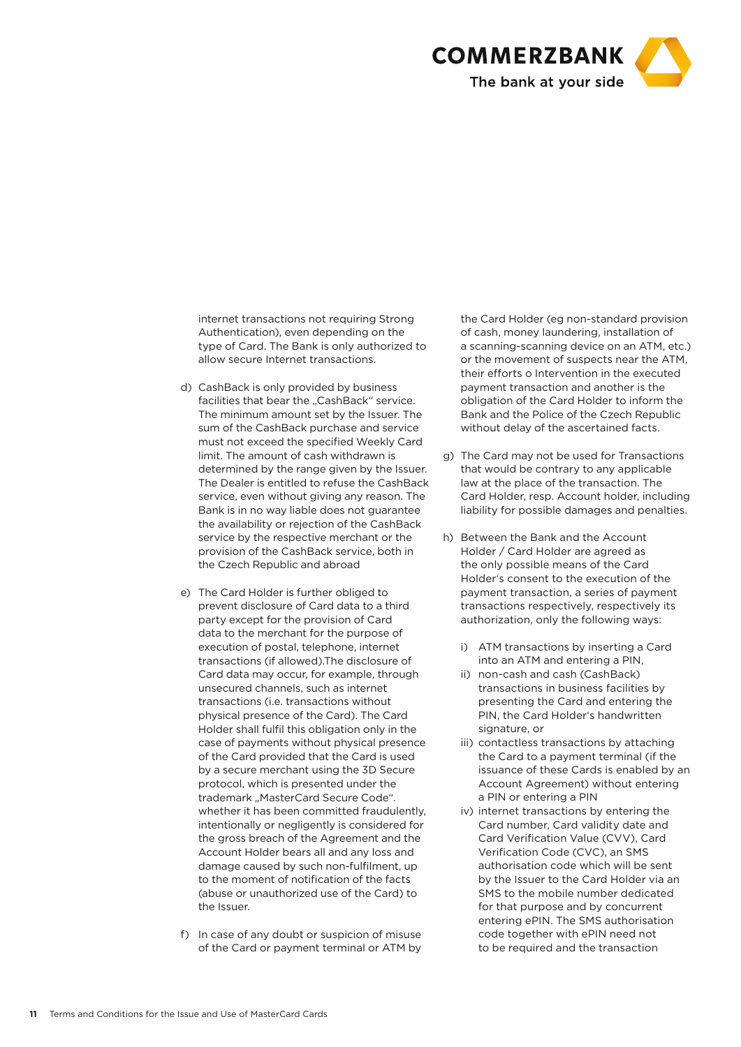internet transactions not requiring Strong Authentication), even depending on the type of Card. The Bank is only authorized to allow secure Internet transactions.

d) CashBack is only provided by business facilities that bear the „CashBack" service. The minimum amount set by the Issuer. The sum of the CashBack purchase and service must not exceed the specified Weekly Card limit. The amount of cash withdrawn is determined by the range given by the Issuer. The Dealer is entitled to refuse the CashBack service, even without giving any reason. The Bank is in no way liable does not guarantee the availability or rejection of the CashBack service by the respective merchant or the provision of the CashBack service, both in the Czech Republic and abroad

e) The Card Holder is further obliged to prevent disclosure of Card data to a third party except for the provision of Card data to the merchant for the purpose of execution of postal, telephone, internet transactions (if allowed).The disclosure of Card data may occur, for example, through unsecured channels, such as internet transactions (i.e. transactions without physical presence of the Card). The Card Holder shall fulfil this obligation only in the case of payments without physical presence of the Card provided that the Card is used by a secure merchant using the 3D Secure protocol, which is presented under the trademark „MasterCard Secure Code". whether it has been committed fraudulently, intentionally or negligently is considered for the gross breach of the Agreement and the Account Holder bears all and any loss and damage caused by such non-fulfilment, up to the moment of notification of the facts (abuse or unauthorized use of the Card) to the Issuer.

f) In case of any doubt or suspicion of misuse of the Card or payment terminal or ATM by the Card Holder (eg non-standard provision of cash, money laundering, installation of a scanning-scanning device on an ATM, etc.) or the movement of suspects near the ATM, their efforts o Intervention in the executed payment transaction and another is the obligation of the Card Holder to inform the Bank and the Police of the Czech Republic without delay of the ascertained facts.

g) The Card may not be used for Transactions that would be contrary to any applicable law at the place of the transaction. The Card Holder, resp. Account holder, including liability for possible damages and penalties.

h) Between the Bank and the Account Holder / Card Holder are agreed as the only possible means of the Card Holder's consent to the execution of the payment transaction, a series of payment transactions respectively, respectively its authorization, only the following ways:

   i) ATM transactions by inserting a Card into an ATM and entering a PIN,
   ii) non-cash and cash (CashBack) transactions in business facilities by presenting the Card and entering the PIN, the Card Holder's handwritten signature, or
   iii) contactless transactions by attaching the Card to a payment terminal (if the issuance of these Cards is enabled by an Account Agreement) without entering a PIN or entering a PIN
   iv) internet transactions by entering the Card number, Card validity date and Card Verification Value (CVV), Card Verification Code (CVC), an SMS authorisation code which will be sent by the Issuer to the Card Holder via an SMS to the mobile number dedicated for that purpose and by concurrent entering ePIN. The SMS authorisation code together with ePIN need not to be required and the transaction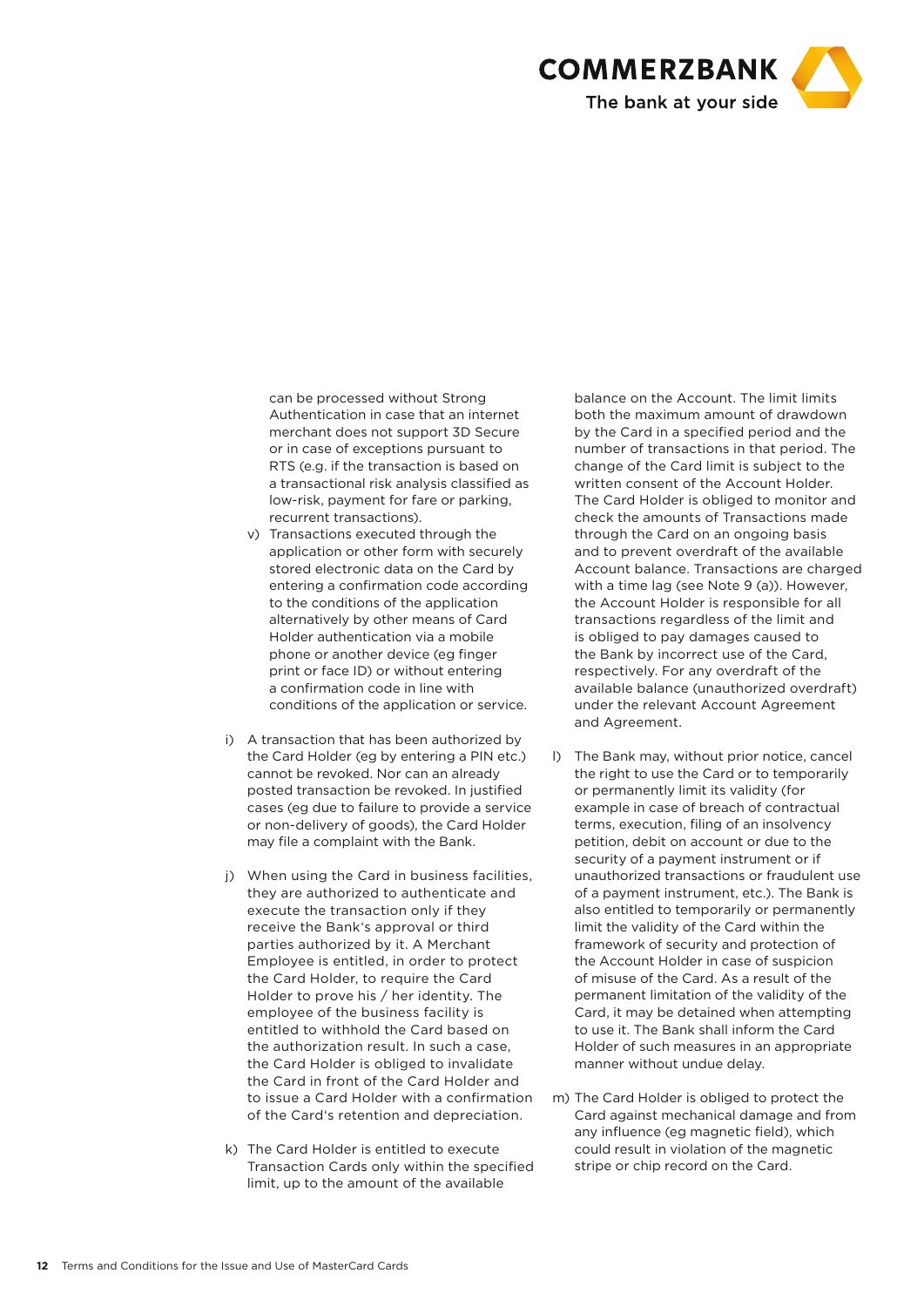can be processed without Strong Authentication in case that an internet merchant does not support 3D Secure or in case of exceptions pursuant to RTS (e.g. if the transaction is based on a transactional risk analysis classified as low-risk, payment for fare or parking, recurrent transactions).

v) Transactions executed through the application or other form with securely stored electronic data on the Card by entering a confirmation code according to the conditions of the application alternatively by other means of Card Holder authentication via a mobile phone or another device (eg finger print or face ID) or without entering a confirmation code in line with conditions of the application or service.

i) A transaction that has been authorized by the Card Holder (eg by entering a PIN etc.) cannot be revoked. Nor can an already posted transaction be revoked. In justified cases (eg due to failure to provide a service or non-delivery of goods), the Card Holder may file a complaint with the Bank.

j) When using the Card in business facilities, they are authorized to authenticate and execute the transaction only if they receive the Bank's approval or third parties authorized by it. A Merchant Employee is entitled, in order to protect the Card Holder, to require the Card Holder to prove his / her identity. The employee of the business facility is entitled to withhold the Card based on the authorization result. In such a case, the Card Holder is obliged to invalidate the Card in front of the Card Holder and to issue a Card Holder with a confirmation of the Card's retention and depreciation.

k) The Card Holder is entitled to execute Transaction Cards only within the specified limit, up to the amount of the available balance on the Account. The limit limits both the maximum amount of drawdown by the Card in a specified period and the number of transactions in that period. The change of the Card limit is subject to the written consent of the Account Holder. The Card Holder is obliged to monitor and check the amounts of Transactions made through the Card on an ongoing basis and to prevent overdraft of the available Account balance. Transactions are charged with a time lag (see Note 9 (a)). However, the Account Holder is responsible for all transactions regardless of the limit and is obliged to pay damages caused to the Bank by incorrect use of the Card, respectively. For any overdraft of the available balance (unauthorized overdraft) under the relevant Account Agreement and Agreement.

l) The Bank may, without prior notice, cancel the right to use the Card or to temporarily or permanently limit its validity (for example in case of breach of contractual terms, execution, filing of an insolvency petition, debit on account or due to the security of a payment instrument or if unauthorized transactions or fraudulent use of a payment instrument, etc.). The Bank is also entitled to temporarily or permanently limit the validity of the Card within the framework of security and protection of the Account Holder in case of suspicion of misuse of the Card. As a result of the permanent limitation of the validity of the Card, it may be detained when attempting to use it. The Bank shall inform the Card Holder of such measures in an appropriate manner without undue delay.

m) The Card Holder is obliged to protect the Card against mechanical damage and from any influence (eg magnetic field), which could result in violation of the magnetic stripe or chip record on the Card.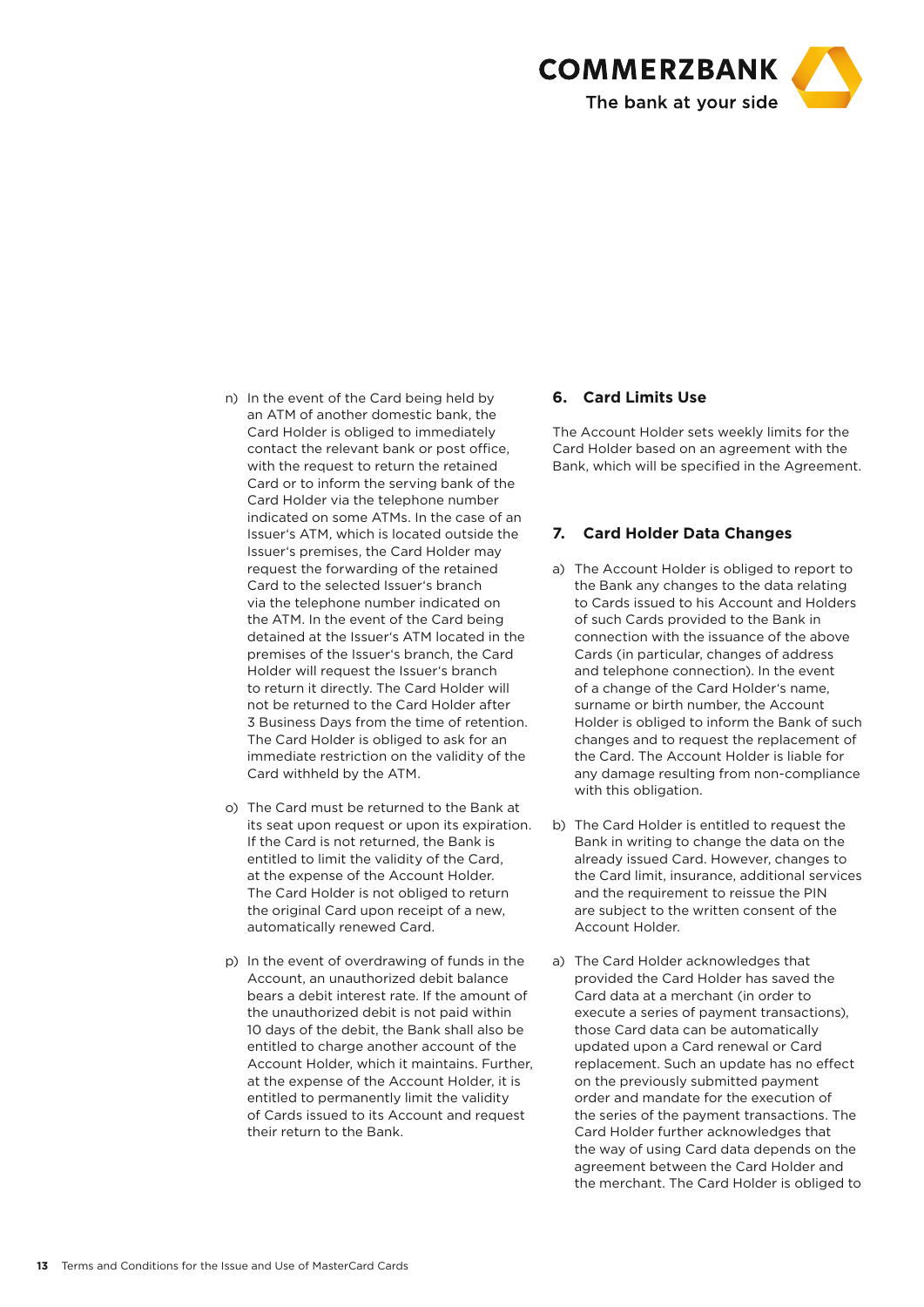n) In the event of the Card being held by an ATM of another domestic bank, the Card Holder is obliged to immediately contact the relevant bank or post office, with the request to return the retained Card or to inform the serving bank of the Card Holder via the telephone number indicated on some ATMs. In the case of an Issuer's ATM, which is located outside the Issuer's premises, the Card Holder may request the forwarding of the retained Card to the selected Issuer's branch via the telephone number indicated on the ATM. In the event of the Card being detained at the Issuer's ATM located in the premises of the Issuer's branch, the Card Holder will request the Issuer's branch to return it directly. The Card Holder will not be returned to the Card Holder after 3 Business Days from the time of retention. The Card Holder is obliged to ask for an immediate restriction on the validity of the Card withheld by the ATM.

o) The Card must be returned to the Bank at its seat upon request or upon its expiration. If the Card is not returned, the Bank is entitled to limit the validity of the Card, at the expense of the Account Holder. The Card Holder is not obliged to return the original Card upon receipt of a new, automatically renewed Card.

p) In the event of overdrawing of funds in the Account, an unauthorized debit balance bears a debit interest rate. If the amount of the unauthorized debit is not paid within 10 days of the debit, the Bank shall also be entitled to charge another account of the Account Holder, which it maintains. Further, at the expense of the Account Holder, it is entitled to permanently limit the validity of Cards issued to its Account and request their return to the Bank.

## 6. Card Limits Use

The Account Holder sets weekly limits for the Card Holder based on an agreement with the Bank, which will be specified in the Agreement.

## 7. Card Holder Data Changes

a) The Account Holder is obliged to report to the Bank any changes to the data relating to Cards issued to his Account and Holders of such Cards provided to the Bank in connection with the issuance of the above Cards (in particular, changes of address and telephone connection). In the event of a change of the Card Holder's name, surname or birth number, the Account Holder is obliged to inform the Bank of such changes and to request the replacement of the Card. The Account Holder is liable for any damage resulting from non-compliance with this obligation.

b) The Card Holder is entitled to request the Bank in writing to change the data on the already issued Card. However, changes to the Card limit, insurance, additional services and the requirement to reissue the PIN are subject to the written consent of the Account Holder.

a) The Card Holder acknowledges that provided the Card Holder has saved the Card data at a merchant (in order to execute a series of payment transactions), those Card data can be automatically updated upon a Card renewal or Card replacement. Such an update has no effect on the previously submitted payment order and mandate for the execution of the series of the payment transactions. The Card Holder further acknowledges that the way of using Card data depends on the agreement between the Card Holder and the merchant. The Card Holder is obliged to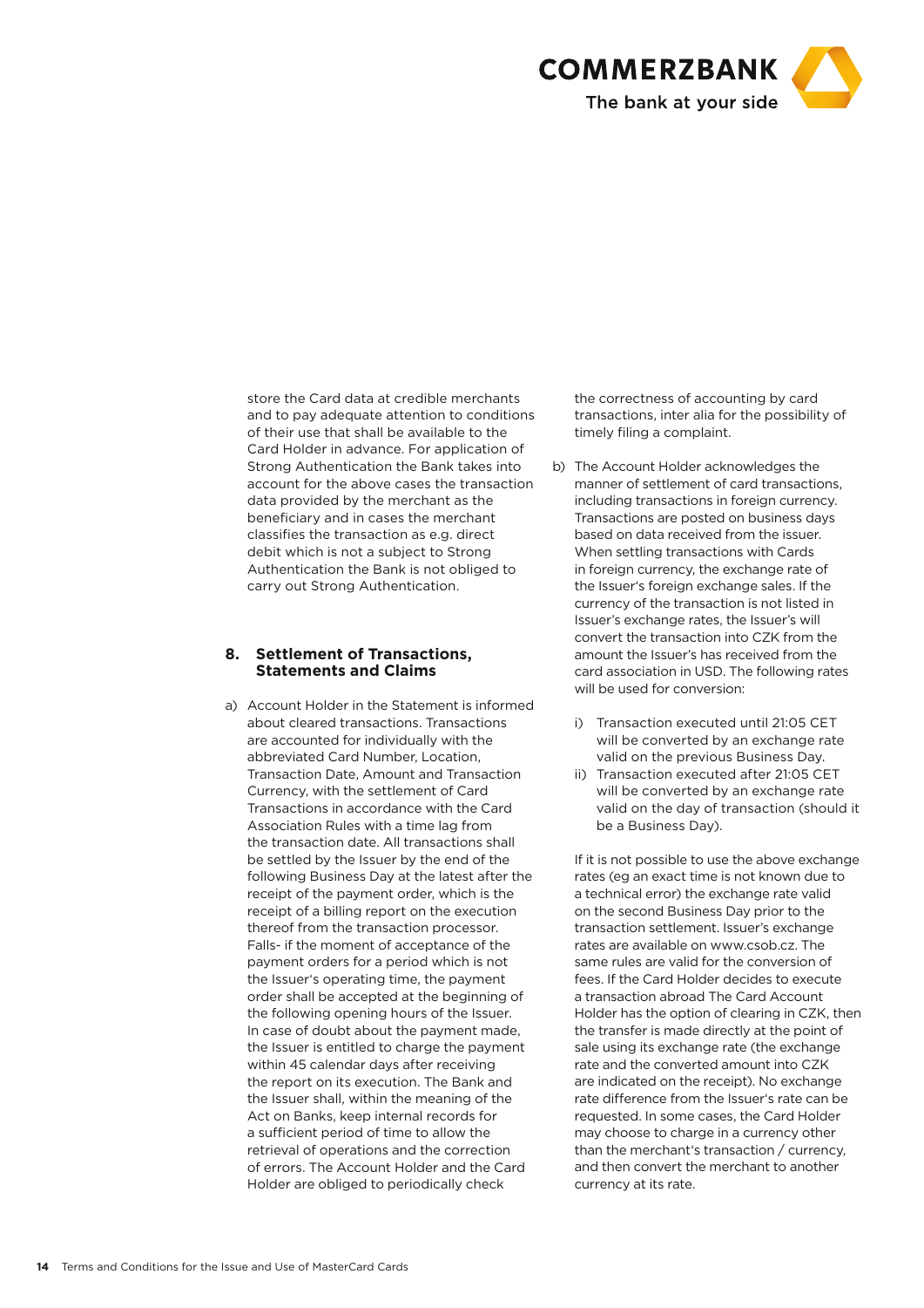store the Card data at credible merchants and to pay adequate attention to conditions of their use that shall be available to the Card Holder in advance. For application of Strong Authentication the Bank takes into account for the above cases the transaction data provided by the merchant as the beneficiary and in cases the merchant classifies the transaction as e.g. direct debit which is not a subject to Strong Authentication the Bank is not obliged to carry out Strong Authentication.

## 8. Settlement of Transactions, Statements and Claims

a) Account Holder in the Statement is informed about cleared transactions. Transactions are accounted for individually with the abbreviated Card Number, Location, Transaction Date, Amount and Transaction Currency, with the settlement of Card Transactions in accordance with the Card Association Rules with a time lag from the transaction date. All transactions shall be settled by the Issuer by the end of the following Business Day at the latest after the receipt of the payment order, which is the receipt of a billing report on the execution thereof from the transaction processor. Falls- if the moment of acceptance of the payment orders for a period which is not the Issuer's operating time, the payment order shall be accepted at the beginning of the following opening hours of the Issuer. In case of doubt about the payment made, the Issuer is entitled to charge the payment within 45 calendar days after receiving the report on its execution. The Bank and the Issuer shall, within the meaning of the Act on Banks, keep internal records for a sufficient period of time to allow the retrieval of operations and the correction of errors. The Account Holder and the Card Holder are obliged to periodically check the correctness of accounting by card transactions, inter alia for the possibility of timely filing a complaint.

b) The Account Holder acknowledges the manner of settlement of card transactions, including transactions in foreign currency. Transactions are posted on business days based on data received from the issuer. When settling transactions with Cards in foreign currency, the exchange rate of the Issuer's foreign exchange sales. If the currency of the transaction is not listed in Issuer's exchange rates, the Issuer's will convert the transaction into CZK from the amount the Issuer's has received from the card association in USD. The following rates will be used for conversion:

   i) Transaction executed until 21:05 CET will be converted by an exchange rate valid on the previous Business Day.
   ii) Transaction executed after 21:05 CET will be converted by an exchange rate valid on the day of transaction (should it be a Business Day).

   If it is not possible to use the above exchange rates (eg an exact time is not known due to a technical error) the exchange rate valid on the second Business Day prior to the transaction settlement. Issuer's exchange rates are available on www.csob.cz. The same rules are valid for the conversion of fees. If the Card Holder decides to execute a transaction abroad The Card Account Holder has the option of clearing in CZK, then the transfer is made directly at the point of sale using its exchange rate (the exchange rate and the converted amount into CZK are indicated on the receipt). No exchange rate difference from the Issuer's rate can be requested. In some cases, the Card Holder may choose to charge in a currency other than the merchant's transaction / currency, and then convert the merchant to another currency at its rate.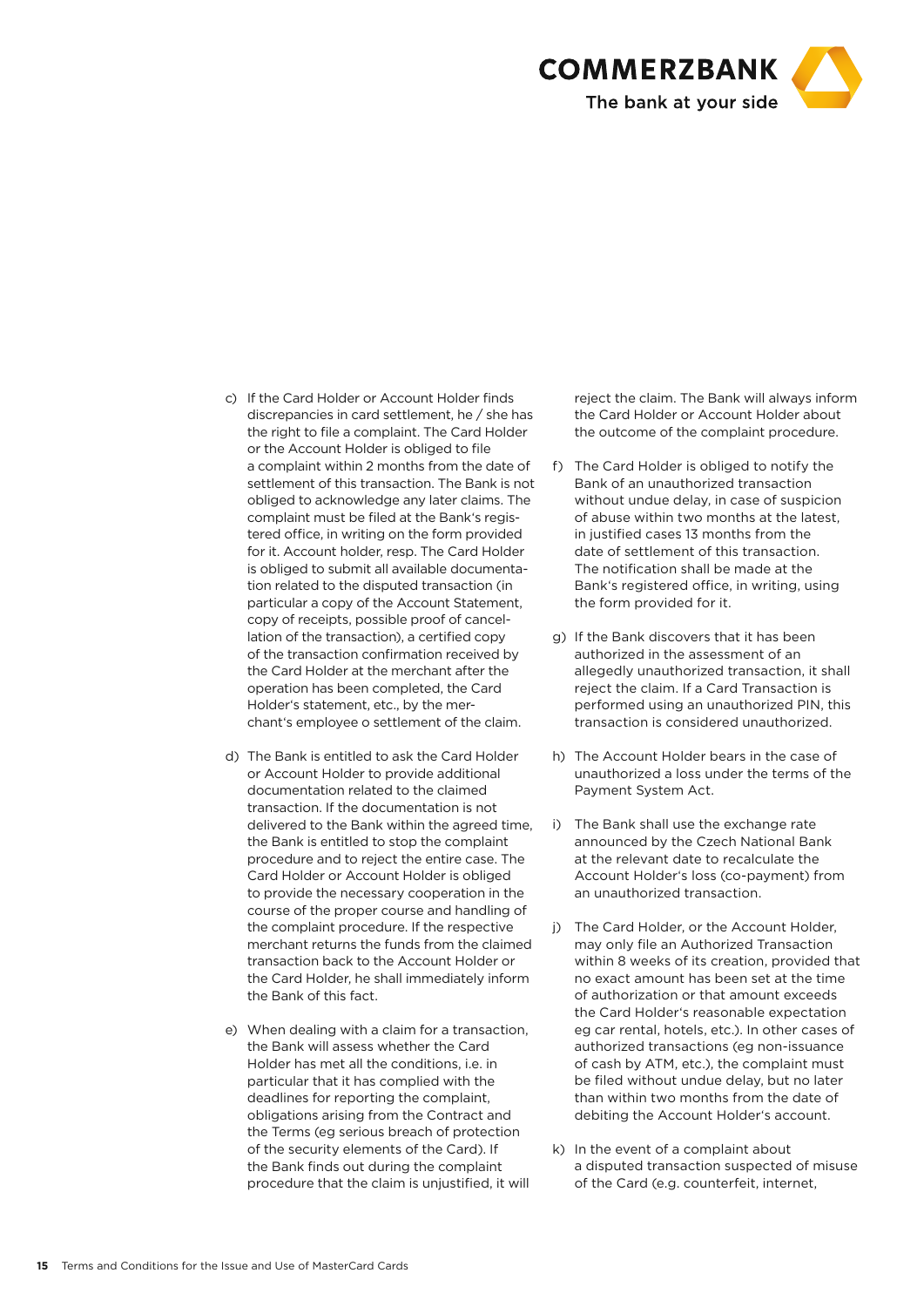c) If the Card Holder or Account Holder finds discrepancies in card settlement, he / she has the right to file a complaint. The Card Holder or the Account Holder is obliged to file a complaint within 2 months from the date of settlement of this transaction. The Bank is not obliged to acknowledge any later claims. The complaint must be filed at the Bank's registered office, in writing on the form provided for it. Account holder, resp. The Card Holder is obliged to submit all available documentation related to the disputed transaction (in particular a copy of the Account Statement, copy of receipts, possible proof of cancellation of the transaction), a certified copy of the transaction confirmation received by the Card Holder at the merchant after the operation has been completed, the Card Holder's statement, etc., by the merchant's employee o settlement of the claim.

d) The Bank is entitled to ask the Card Holder or Account Holder to provide additional documentation related to the claimed transaction. If the documentation is not delivered to the Bank within the agreed time, the Bank is entitled to stop the complaint procedure and to reject the entire case. The Card Holder or Account Holder is obliged to provide the necessary cooperation in the course of the proper course and handling of the complaint procedure. If the respective merchant returns the funds from the claimed transaction back to the Account Holder or the Card Holder, he shall immediately inform the Bank of this fact.

e) When dealing with a claim for a transaction, the Bank will assess whether the Card Holder has met all the conditions, i.e. in particular that it has complied with the deadlines for reporting the complaint, obligations arising from the Contract and the Terms (eg serious breach of protection of the security elements of the Card). If the Bank finds out during the complaint procedure that the claim is unjustified, it will reject the claim. The Bank will always inform the Card Holder or Account Holder about the outcome of the complaint procedure.

f) The Card Holder is obliged to notify the Bank of an unauthorized transaction without undue delay, in case of suspicion of abuse within two months at the latest, in justified cases 13 months from the date of settlement of this transaction. The notification shall be made at the Bank's registered office, in writing, using the form provided for it.

g) If the Bank discovers that it has been authorized in the assessment of an allegedly unauthorized transaction, it shall reject the claim. If a Card Transaction is performed using an unauthorized PIN, this transaction is considered unauthorized.

h) The Account Holder bears in the case of unauthorized a loss under the terms of the Payment System Act.

i) The Bank shall use the exchange rate announced by the Czech National Bank at the relevant date to recalculate the Account Holder's loss (co-payment) from an unauthorized transaction.

j) The Card Holder, or the Account Holder, may only file an Authorized Transaction within 8 weeks of its creation, provided that no exact amount has been set at the time of authorization or that amount exceeds the Card Holder's reasonable expectation eg car rental, hotels, etc.). In other cases of authorized transactions (eg non-issuance of cash by ATM, etc.), the complaint must be filed without undue delay, but no later than within two months from the date of debiting the Account Holder's account.

k) In the event of a complaint about a disputed transaction suspected of misuse of the Card (e.g. counterfeit, internet,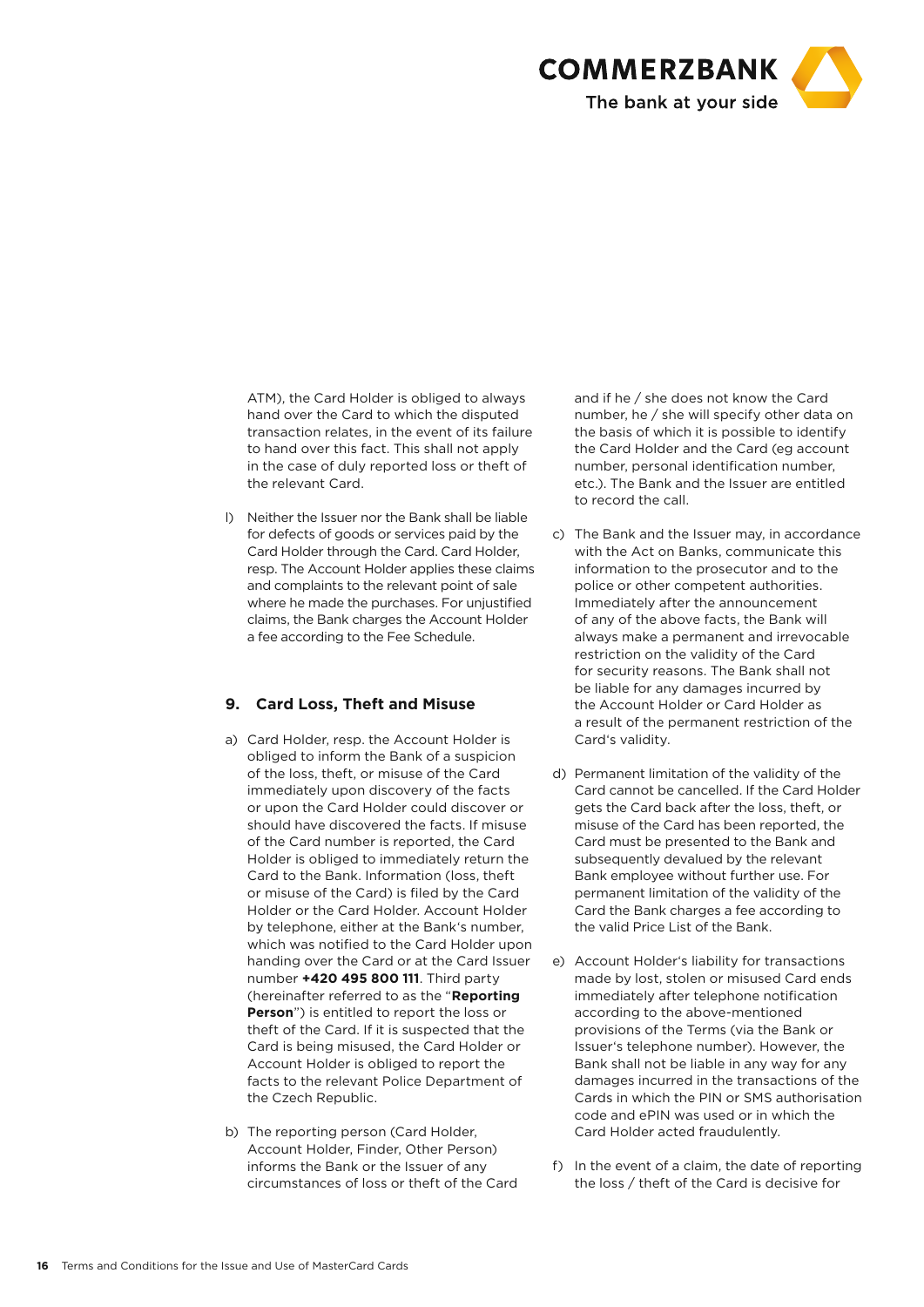ATM), the Card Holder is obliged to always hand over the Card to which the disputed transaction relates, in the event of its failure to hand over this fact. This shall not apply in the case of duly reported loss or theft of the relevant Card.

l) Neither the Issuer nor the Bank shall be liable for defects of goods or services paid by the Card Holder through the Card. Card Holder, resp. The Account Holder applies these claims and complaints to the relevant point of sale where he made the purchases. For unjustified claims, the Bank charges the Account Holder a fee according to the Fee Schedule.

## 9. Card Loss, Theft and Misuse

a) Card Holder, resp. the Account Holder is obliged to inform the Bank of a suspicion of the loss, theft, or misuse of the Card immediately upon discovery of the facts or upon the Card Holder could discover or should have discovered the facts. If misuse of the Card number is reported, the Card Holder is obliged to immediately return the Card to the Bank. Information (loss, theft or misuse of the Card) is filed by the Card Holder or the Card Holder. Account Holder by telephone, either at the Bank's number, which was notified to the Card Holder upon handing over the Card or at the Card Issuer number **+420 495 800 111**. Third party (hereinafter referred to as the "**Reporting Person**") is entitled to report the loss or theft of the Card. If it is suspected that the Card is being misused, the Card Holder or Account Holder is obliged to report the facts to the relevant Police Department of the Czech Republic.

b) The reporting person (Card Holder, Account Holder, Finder, Other Person) informs the Bank or the Issuer of any circumstances of loss or theft of the Card and if he / she does not know the Card number, he / she will specify other data on the basis of which it is possible to identify the Card Holder and the Card (eg account number, personal identification number, etc.). The Bank and the Issuer are entitled to record the call.

c) The Bank and the Issuer may, in accordance with the Act on Banks, communicate this information to the prosecutor and to the police or other competent authorities. Immediately after the announcement of any of the above facts, the Bank will always make a permanent and irrevocable restriction on the validity of the Card for security reasons. The Bank shall not be liable for any damages incurred by the Account Holder or Card Holder as a result of the permanent restriction of the Card's validity.

d) Permanent limitation of the validity of the Card cannot be cancelled. If the Card Holder gets the Card back after the loss, theft, or misuse of the Card has been reported, the Card must be presented to the Bank and subsequently devalued by the relevant Bank employee without further use. For permanent limitation of the validity of the Card the Bank charges a fee according to the valid Price List of the Bank.

e) Account Holder's liability for transactions made by lost, stolen or misused Card ends immediately after telephone notification according to the above-mentioned provisions of the Terms (via the Bank or Issuer's telephone number). However, the Bank shall not be liable in any way for any damages incurred in the transactions of the Cards in which the PIN or SMS authorisation code and ePIN was used or in which the Card Holder acted fraudulently.

f) In the event of a claim, the date of reporting the loss / theft of the Card is decisive for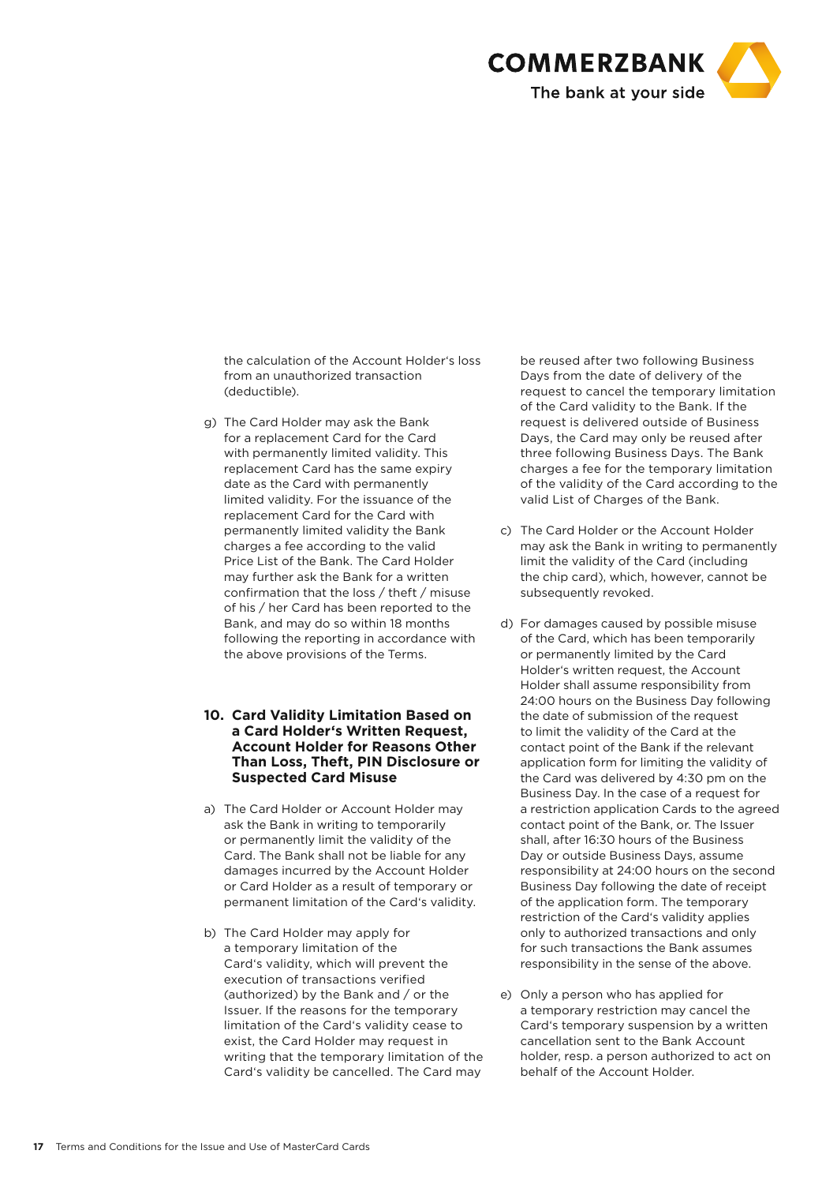the calculation of the Account Holder's loss from an unauthorized transaction (deductible).

g) The Card Holder may ask the Bank for a replacement Card for the Card with permanently limited validity. This replacement Card has the same expiry date as the Card with permanently limited validity. For the issuance of the replacement Card for the Card with permanently limited validity the Bank charges a fee according to the valid Price List of the Bank. The Card Holder may further ask the Bank for a written confirmation that the loss / theft / misuse of his / her Card has been reported to the Bank, and may do so within 18 months following the reporting in accordance with the above provisions of the Terms.

## 10. Card Validity Limitation Based on a Card Holder's Written Request, Account Holder for Reasons Other Than Loss, Theft, PIN Disclosure or Suspected Card Misuse

a) The Card Holder or Account Holder may ask the Bank in writing to temporarily or permanently limit the validity of the Card. The Bank shall not be liable for any damages incurred by the Account Holder or Card Holder as a result of temporary or permanent limitation of the Card's validity.

b) The Card Holder may apply for a temporary limitation of the Card's validity, which will prevent the execution of transactions verified (authorized) by the Bank and / or the Issuer. If the reasons for the temporary limitation of the Card's validity cease to exist, the Card Holder may request in writing that the temporary limitation of the Card's validity be cancelled. The Card may be reused after two following Business Days from the date of delivery of the request to cancel the temporary limitation of the Card validity to the Bank. If the request is delivered outside of Business Days, the Card may only be reused after three following Business Days. The Bank charges a fee for the temporary limitation of the validity of the Card according to the valid List of Charges of the Bank.

c) The Card Holder or the Account Holder may ask the Bank in writing to permanently limit the validity of the Card (including the chip card), which, however, cannot be subsequently revoked.

d) For damages caused by possible misuse of the Card, which has been temporarily or permanently limited by the Card Holder's written request, the Account Holder shall assume responsibility from 24:00 hours on the Business Day following the date of submission of the request to limit the validity of the Card at the contact point of the Bank if the relevant application form for limiting the validity of the Card was delivered by 4:30 pm on the Business Day. In the case of a request for a restriction application Cards to the agreed contact point of the Bank, or. The Issuer shall, after 16:30 hours of the Business Day or outside Business Days, assume responsibility at 24:00 hours on the second Business Day following the date of receipt of the application form. The temporary restriction of the Card's validity applies only to authorized transactions and only for such transactions the Bank assumes responsibility in the sense of the above.

e) Only a person who has applied for a temporary restriction may cancel the Card's temporary suspension by a written cancellation sent to the Bank Account holder, resp. a person authorized to act on behalf of the Account Holder.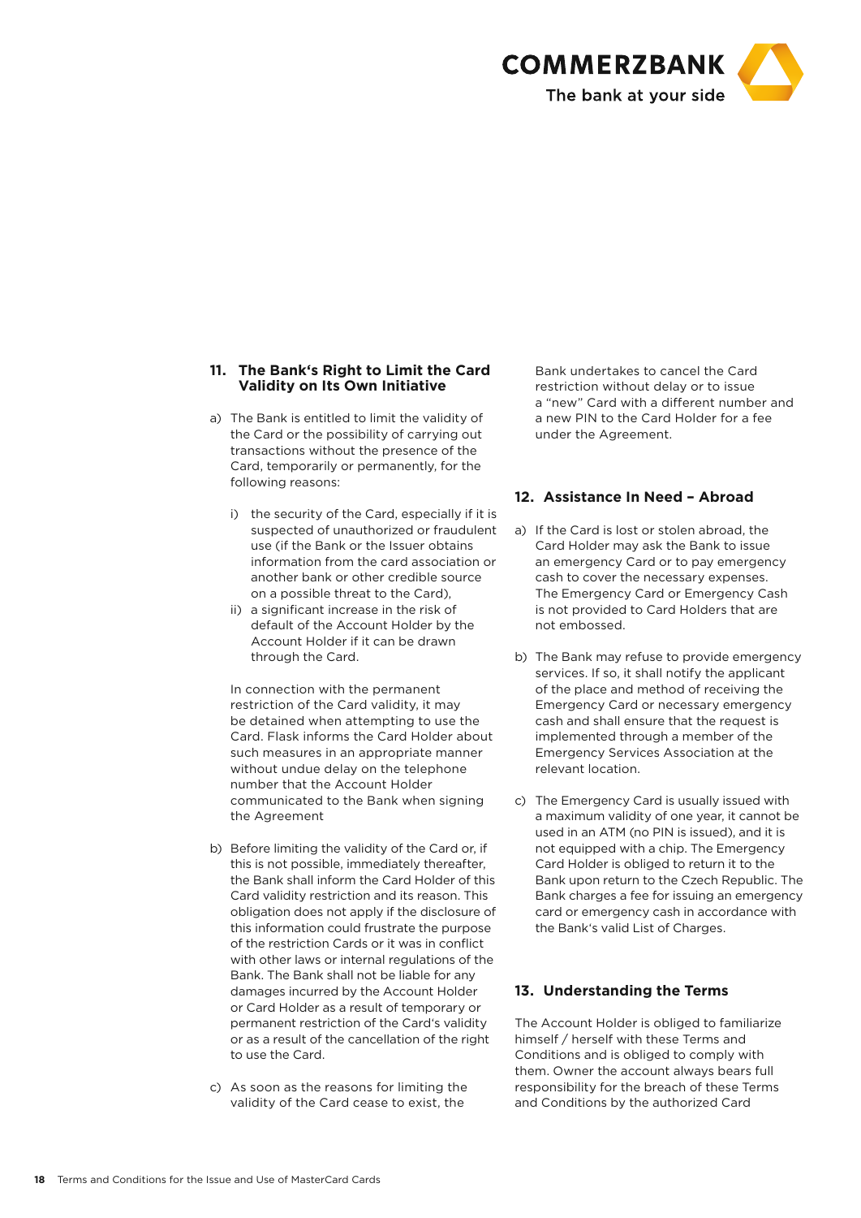## 11. The Bank's Right to Limit the Card Validity on Its Own Initiative

a) The Bank is entitled to limit the validity of the Card or the possibility of carrying out transactions without the presence of the Card, temporarily or permanently, for the following reasons:

   i) the security of the Card, especially if it is suspected of unauthorized or fraudulent use (if the Bank or the Issuer obtains information from the card association or another bank or other credible source on a possible threat to the Card),
   ii) a significant increase in the risk of default of the Account Holder by the Account Holder if it can be drawn through the Card.

   In connection with the permanent restriction of the Card validity, it may be detained when attempting to use the Card. Flask informs the Card Holder about such measures in an appropriate manner without undue delay on the telephone number that the Account Holder communicated to the Bank when signing the Agreement

b) Before limiting the validity of the Card or, if this is not possible, immediately thereafter, the Bank shall inform the Card Holder of this Card validity restriction and its reason. This obligation does not apply if the disclosure of this information could frustrate the purpose of the restriction Cards or it was in conflict with other laws or internal regulations of the Bank. The Bank shall not be liable for any damages incurred by the Account Holder or Card Holder as a result of temporary or permanent restriction of the Card's validity or as a result of the cancellation of the right to use the Card.

c) As soon as the reasons for limiting the validity of the Card cease to exist, the Bank undertakes to cancel the Card restriction without delay or to issue a "new" Card with a different number and a new PIN to the Card Holder for a fee under the Agreement.

## 12. Assistance In Need – Abroad

a) If the Card is lost or stolen abroad, the Card Holder may ask the Bank to issue an emergency Card or to pay emergency cash to cover the necessary expenses. The Emergency Card or Emergency Cash is not provided to Card Holders that are not embossed.

b) The Bank may refuse to provide emergency services. If so, it shall notify the applicant of the place and method of receiving the Emergency Card or necessary emergency cash and shall ensure that the request is implemented through a member of the Emergency Services Association at the relevant location.

c) The Emergency Card is usually issued with a maximum validity of one year, it cannot be used in an ATM (no PIN is issued), and it is not equipped with a chip. The Emergency Card Holder is obliged to return it to the Bank upon return to the Czech Republic. The Bank charges a fee for issuing an emergency card or emergency cash in accordance with the Bank's valid List of Charges.

## 13. Understanding the Terms

The Account Holder is obliged to familiarize himself / herself with these Terms and Conditions and is obliged to comply with them. Owner the account always bears full responsibility for the breach of these Terms and Conditions by the authorized Card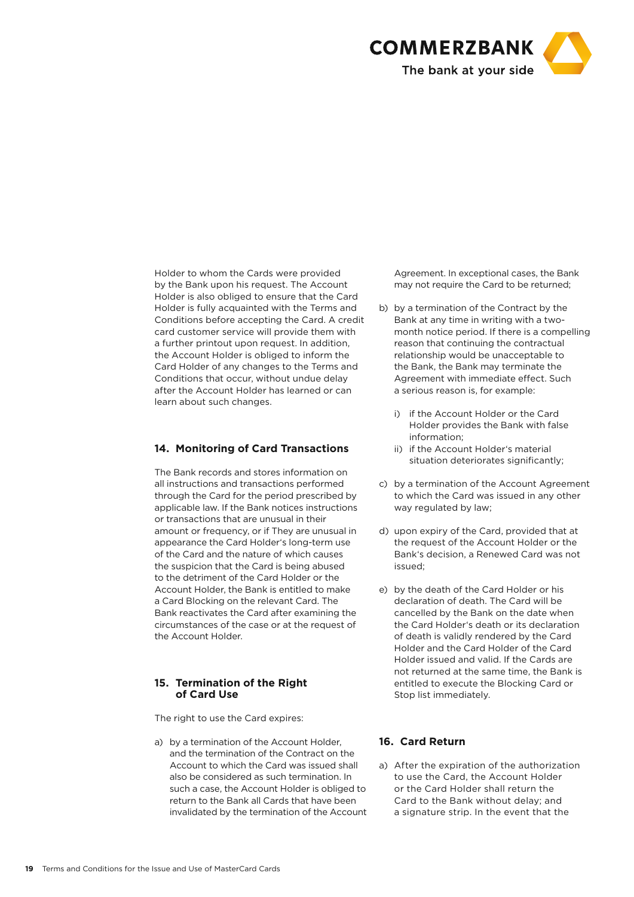Holder to whom the Cards were provided by the Bank upon his request. The Account Holder is also obliged to ensure that the Card Holder is fully acquainted with the Terms and Conditions before accepting the Card. A credit card customer service will provide them with a further printout upon request. In addition, the Account Holder is obliged to inform the Card Holder of any changes to the Terms and Conditions that occur, without undue delay after the Account Holder has learned or can learn about such changes.

## 14. Monitoring of Card Transactions

The Bank records and stores information on all instructions and transactions performed through the Card for the period prescribed by applicable law. If the Bank notices instructions or transactions that are unusual in their amount or frequency, or if They are unusual in appearance the Card Holder's long-term use of the Card and the nature of which causes the suspicion that the Card is being abused to the detriment of the Card Holder or the Account Holder, the Bank is entitled to make a Card Blocking on the relevant Card. The Bank reactivates the Card after examining the circumstances of the case or at the request of the Account Holder.

## 15. Termination of the Right of Card Use

The right to use the Card expires:

a) by a termination of the Account Holder, and the termination of the Contract on the Account to which the Card was issued shall also be considered as such termination. In such a case, the Account Holder is obliged to return to the Bank all Cards that have been invalidated by the termination of the Account Agreement. In exceptional cases, the Bank may not require the Card to be returned;

b) by a termination of the Contract by the Bank at any time in writing with a two-month notice period. If there is a compelling reason that continuing the contractual relationship would be unacceptable to the Bank, the Bank may terminate the Agreement with immediate effect. Such a serious reason is, for example:

   i) if the Account Holder or the Card Holder provides the Bank with false information;
   ii) if the Account Holder's material situation deteriorates significantly;

c) by a termination of the Account Agreement to which the Card was issued in any other way regulated by law;

d) upon expiry of the Card, provided that at the request of the Account Holder or the Bank's decision, a Renewed Card was not issued;

e) by the death of the Card Holder or his declaration of death. The Card will be cancelled by the Bank on the date when the Card Holder's death or its declaration of death is validly rendered by the Card Holder and the Card Holder of the Card Holder issued and valid. If the Cards are not returned at the same time, the Bank is entitled to execute the Blocking Card or Stop list immediately.

## 16. Card Return

a) After the expiration of the authorization to use the Card, the Account Holder or the Card Holder shall return the Card to the Bank without delay; and a signature strip. In the event that the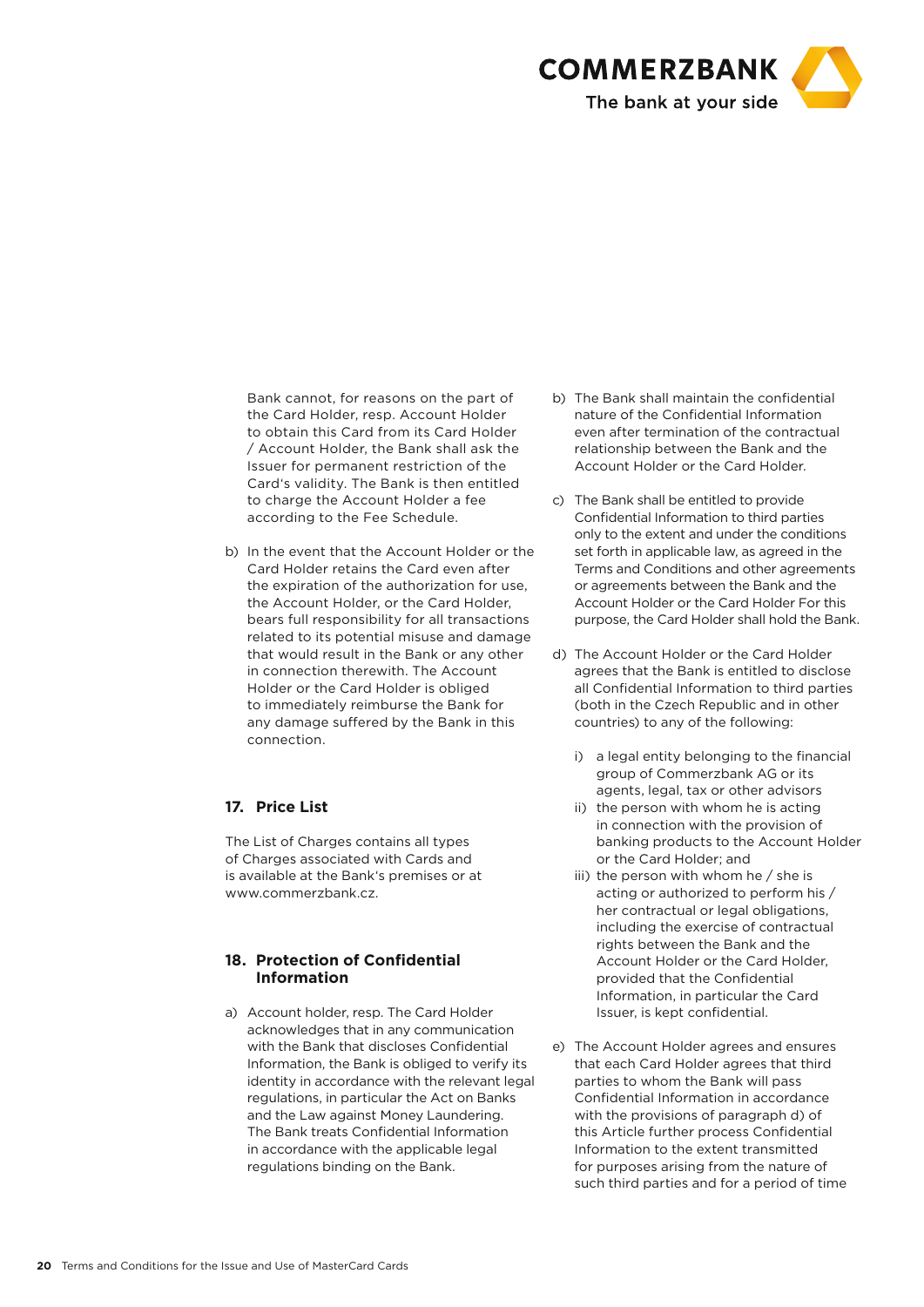Bank cannot, for reasons on the part of the Card Holder, resp. Account Holder to obtain this Card from its Card Holder / Account Holder, the Bank shall ask the Issuer for permanent restriction of the Card's validity. The Bank is then entitled to charge the Account Holder a fee according to the Fee Schedule.

b) In the event that the Account Holder or the Card Holder retains the Card even after the expiration of the authorization for use, the Account Holder, or the Card Holder, bears full responsibility for all transactions related to its potential misuse and damage that would result in the Bank or any other in connection therewith. The Account Holder or the Card Holder is obliged to immediately reimburse the Bank for any damage suffered by the Bank in this connection.

## 17. Price List

The List of Charges contains all types of Charges associated with Cards and is available at the Bank's premises or at www.commerzbank.cz.

## 18. Protection of Confidential Information

a) Account holder, resp. The Card Holder acknowledges that in any communication with the Bank that discloses Confidential Information, the Bank is obliged to verify its identity in accordance with the relevant legal regulations, in particular the Act on Banks and the Law against Money Laundering. The Bank treats Confidential Information in accordance with the applicable legal regulations binding on the Bank.

b) The Bank shall maintain the confidential nature of the Confidential Information even after termination of the contractual relationship between the Bank and the Account Holder or the Card Holder.

c) The Bank shall be entitled to provide Confidential Information to third parties only to the extent and under the conditions set forth in applicable law, as agreed in the Terms and Conditions and other agreements or agreements between the Bank and the Account Holder or the Card Holder For this purpose, the Card Holder shall hold the Bank.

d) The Account Holder or the Card Holder agrees that the Bank is entitled to disclose all Confidential Information to third parties (both in the Czech Republic and in other countries) to any of the following:

   i) a legal entity belonging to the financial group of Commerzbank AG or its agents, legal, tax or other advisors
   ii) the person with whom he is acting in connection with the provision of banking products to the Account Holder or the Card Holder; and
   iii) the person with whom he / she is acting or authorized to perform his / her contractual or legal obligations, including the exercise of contractual rights between the Bank and the Account Holder or the Card Holder, provided that the Confidential Information, in particular the Card Issuer, is kept confidential.

e) The Account Holder agrees and ensures that each Card Holder agrees that third parties to whom the Bank will pass Confidential Information in accordance with the provisions of paragraph d) of this Article further process Confidential Information to the extent transmitted for purposes arising from the nature of such third parties and for a period of time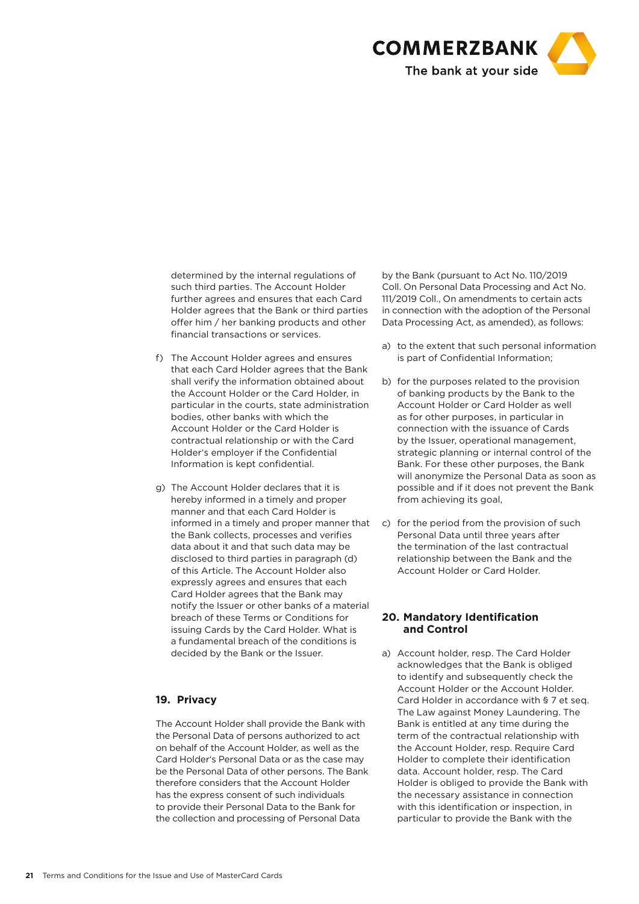determined by the internal regulations of such third parties. The Account Holder further agrees and ensures that each Card Holder agrees that the Bank or third parties offer him / her banking products and other financial transactions or services.

f) The Account Holder agrees and ensures that each Card Holder agrees that the Bank shall verify the information obtained about the Account Holder or the Card Holder, in particular in the courts, state administration bodies, other banks with which the Account Holder or the Card Holder is contractual relationship or with the Card Holder's employer if the Confidential Information is kept confidential.

g) The Account Holder declares that it is hereby informed in a timely and proper manner and that each Card Holder is informed in a timely and proper manner that the Bank collects, processes and verifies data about it and that such data may be disclosed to third parties in paragraph (d) of this Article. The Account Holder also expressly agrees and ensures that each Card Holder agrees that the Bank may notify the Issuer or other banks of a material breach of these Terms or Conditions for issuing Cards by the Card Holder. What is a fundamental breach of the conditions is decided by the Bank or the Issuer.

## 19. Privacy

The Account Holder shall provide the Bank with the Personal Data of persons authorized to act on behalf of the Account Holder, as well as the Card Holder's Personal Data or as the case may be the Personal Data of other persons. The Bank therefore considers that the Account Holder has the express consent of such individuals to provide their Personal Data to the Bank for the collection and processing of Personal Data by the Bank (pursuant to Act No. 110/2019 Coll. On Personal Data Processing and Act No. 111/2019 Coll., On amendments to certain acts in connection with the adoption of the Personal Data Processing Act, as amended), as follows:

a) to the extent that such personal information is part of Confidential Information;

b) for the purposes related to the provision of banking products by the Bank to the Account Holder or Card Holder as well as for other purposes, in particular in connection with the issuance of Cards by the Issuer, operational management, strategic planning or internal control of the Bank. For these other purposes, the Bank will anonymize the Personal Data as soon as possible and if it does not prevent the Bank from achieving its goal,

c) for the period from the provision of such Personal Data until three years after the termination of the last contractual relationship between the Bank and the Account Holder or Card Holder.

## 20. Mandatory Identification and Control

a) Account holder, resp. The Card Holder acknowledges that the Bank is obliged to identify and subsequently check the Account Holder or the Account Holder. Card Holder in accordance with § 7 et seq. The Law against Money Laundering. The Bank is entitled at any time during the term of the contractual relationship with the Account Holder, resp. Require Card Holder to complete their identification data. Account holder, resp. The Card Holder is obliged to provide the Bank with the necessary assistance in connection with this identification or inspection, in particular to provide the Bank with the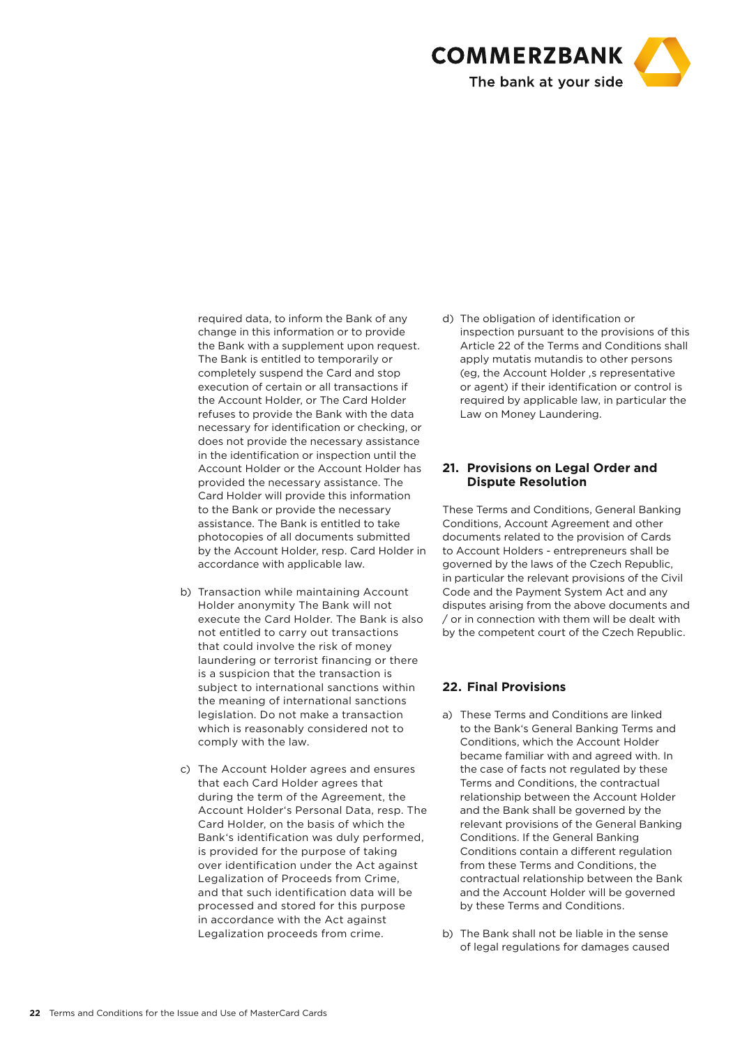required data, to inform the Bank of any change in this information or to provide the Bank with a supplement upon request. The Bank is entitled to temporarily or completely suspend the Card and stop execution of certain or all transactions if the Account Holder, or The Card Holder refuses to provide the Bank with the data necessary for identification or checking, or does not provide the necessary assistance in the identification or inspection until the Account Holder or the Account Holder has provided the necessary assistance. The Card Holder will provide this information to the Bank or provide the necessary assistance. The Bank is entitled to take photocopies of all documents submitted by the Account Holder, resp. Card Holder in accordance with applicable law.

b) Transaction while maintaining Account Holder anonymity The Bank will not execute the Card Holder. The Bank is also not entitled to carry out transactions that could involve the risk of money laundering or terrorist financing or there is a suspicion that the transaction is subject to international sanctions within the meaning of international sanctions legislation. Do not make a transaction which is reasonably considered not to comply with the law.

c) The Account Holder agrees and ensures that each Card Holder agrees that during the term of the Agreement, the Account Holder's Personal Data, resp. The Card Holder, on the basis of which the Bank's identification was duly performed, is provided for the purpose of taking over identification under the Act against Legalization of Proceeds from Crime, and that such identification data will be processed and stored for this purpose in accordance with the Act against Legalization proceeds from crime.

d) The obligation of identification or inspection pursuant to the provisions of this Article 22 of the Terms and Conditions shall apply mutatis mutandis to other persons (eg, the Account Holder ,s representative or agent) if their identification or control is required by applicable law, in particular the Law on Money Laundering.

## 21. Provisions on Legal Order and Dispute Resolution

These Terms and Conditions, General Banking Conditions, Account Agreement and other documents related to the provision of Cards to Account Holders - entrepreneurs shall be governed by the laws of the Czech Republic, in particular the relevant provisions of the Civil Code and the Payment System Act and any disputes arising from the above documents and / or in connection with them will be dealt with by the competent court of the Czech Republic.

## 22. Final Provisions

a) These Terms and Conditions are linked to the Bank's General Banking Terms and Conditions, which the Account Holder became familiar with and agreed with. In the case of facts not regulated by these Terms and Conditions, the contractual relationship between the Account Holder and the Bank shall be governed by the relevant provisions of the General Banking Conditions. If the General Banking Conditions contain a different regulation from these Terms and Conditions, the contractual relationship between the Bank and the Account Holder will be governed by these Terms and Conditions.

b) The Bank shall not be liable in the sense of legal regulations for damages caused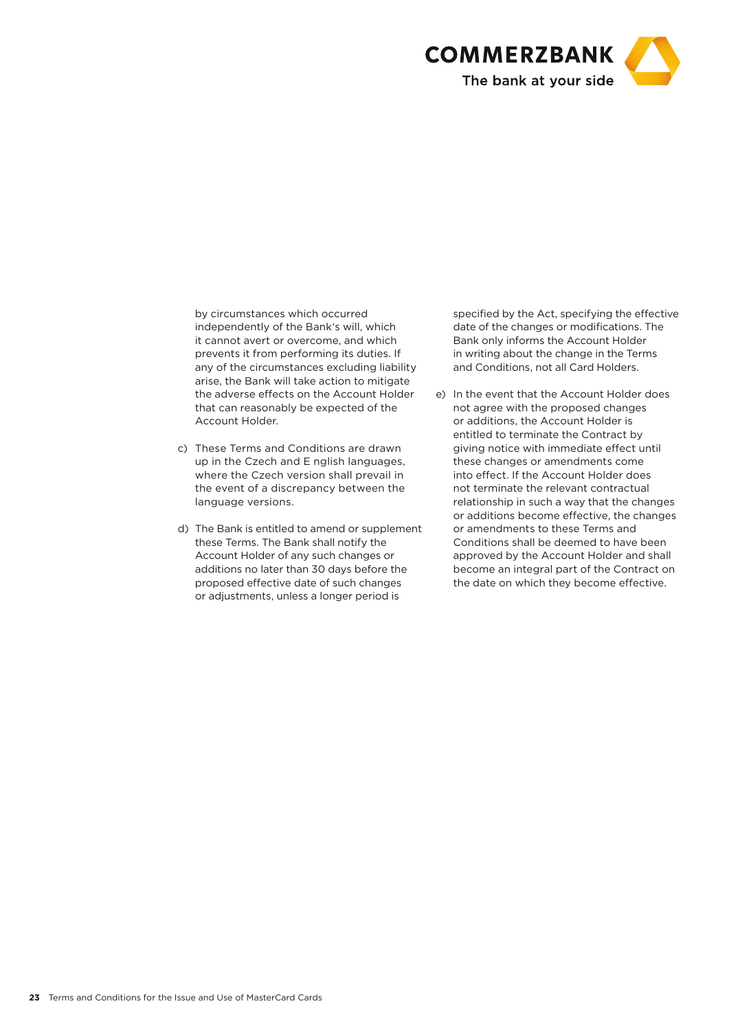by circumstances which occurred independently of the Bank's will, which it cannot avert or overcome, and which prevents it from performing its duties. If any of the circumstances excluding liability arise, the Bank will take action to mitigate the adverse effects on the Account Holder that can reasonably be expected of the Account Holder.

c) These Terms and Conditions are drawn up in the Czech and E nglish languages, where the Czech version shall prevail in the event of a discrepancy between the language versions.

d) The Bank is entitled to amend or supplement these Terms. The Bank shall notify the Account Holder of any such changes or additions no later than 30 days before the proposed effective date of such changes or adjustments, unless a longer period is specified by the Act, specifying the effective date of the changes or modifications. The Bank only informs the Account Holder in writing about the change in the Terms and Conditions, not all Card Holders.

e) In the event that the Account Holder does not agree with the proposed changes or additions, the Account Holder is entitled to terminate the Contract by giving notice with immediate effect until these changes or amendments come into effect. If the Account Holder does not terminate the relevant contractual relationship in such a way that the changes or additions become effective, the changes or amendments to these Terms and Conditions shall be deemed to have been approved by the Account Holder and shall become an integral part of the Contract on the date on which they become effective.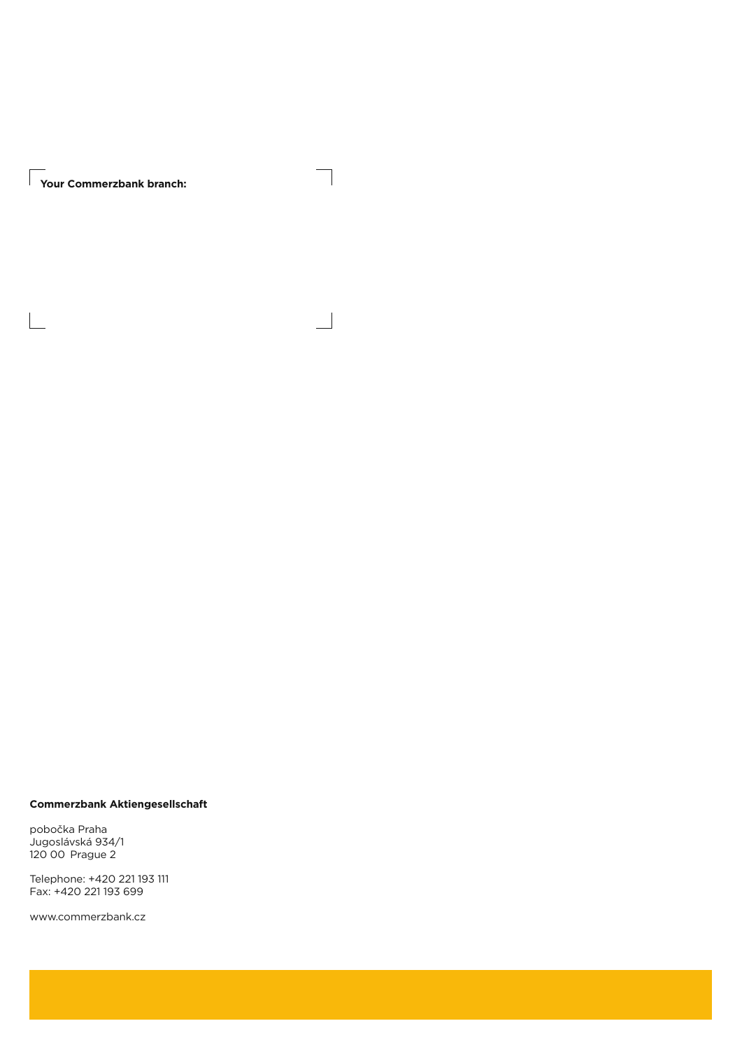**Your Commerzbank branch:**

**Commerzbank Aktiengesellschaft**

pobočka Praha
Jugoslávská 934/1
120 00 Prague 2

Telephone: +420 221 193 111
Fax: +420 221 193 699

www.commerzbank.cz